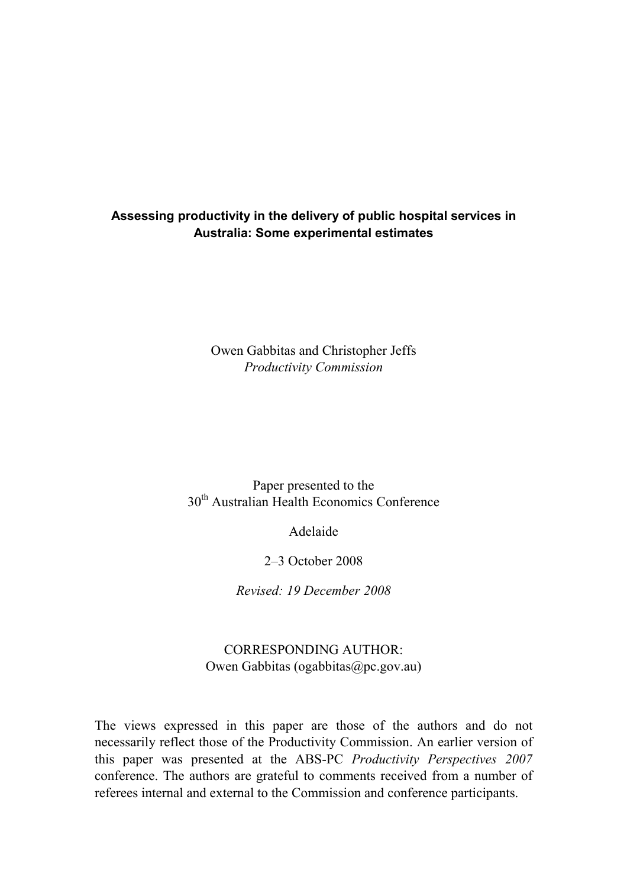# Assessing productivity in the delivery of public hospital services in Australia: Some experimental estimates

Owen Gabbitas and Christopher Jeffs
*Productivity Commission*

Paper presented to the
30th Australian Health Economics Conference

Adelaide

2–3 October 2008

*Revised: 19 December 2008*

CORRESPONDING AUTHOR:
Owen Gabbitas (ogabbitas@pc.gov.au)

The views expressed in this paper are those of the authors and do not necessarily reflect those of the Productivity Commission. An earlier version of this paper was presented at the ABS-PC *Productivity Perspectives 2007* conference. The authors are grateful to comments received from a number of referees internal and external to the Commission and conference participants.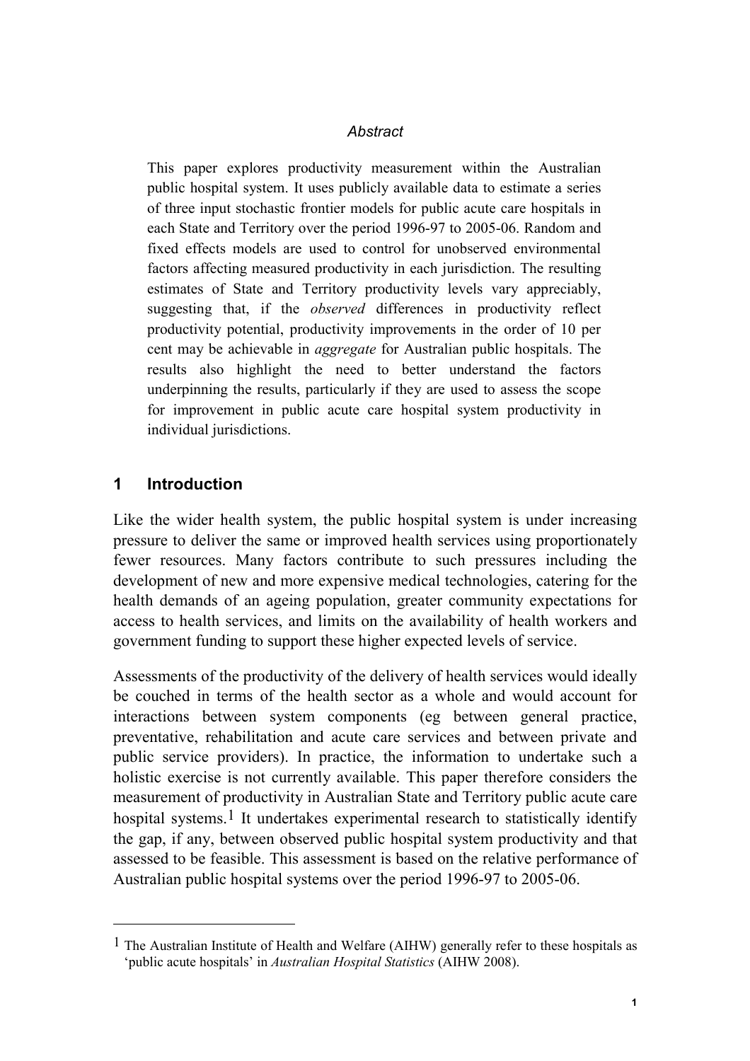*Abstract*

This paper explores productivity measurement within the Australian public hospital system. It uses publicly available data to estimate a series of three input stochastic frontier models for public acute care hospitals in each State and Territory over the period 1996-97 to 2005-06. Random and fixed effects models are used to control for unobserved environmental factors affecting measured productivity in each jurisdiction. The resulting estimates of State and Territory productivity levels vary appreciably, suggesting that, if the *observed* differences in productivity reflect productivity potential, productivity improvements in the order of 10 per cent may be achievable in *aggregate* for Australian public hospitals. The results also highlight the need to better understand the factors underpinning the results, particularly if they are used to assess the scope for improvement in public acute care hospital system productivity in individual jurisdictions.

## 1 Introduction

Like the wider health system, the public hospital system is under increasing pressure to deliver the same or improved health services using proportionately fewer resources. Many factors contribute to such pressures including the development of new and more expensive medical technologies, catering for the health demands of an ageing population, greater community expectations for access to health services, and limits on the availability of health workers and government funding to support these higher expected levels of service.

Assessments of the productivity of the delivery of health services would ideally be couched in terms of the health sector as a whole and would account for interactions between system components (eg between general practice, preventative, rehabilitation and acute care services and between private and public service providers). In practice, the information to undertake such a holistic exercise is not currently available. This paper therefore considers the measurement of productivity in Australian State and Territory public acute care hospital systems.[1] It undertakes experimental research to statistically identify the gap, if any, between observed public hospital system productivity and that assessed to be feasible. This assessment is based on the relative performance of Australian public hospital systems over the period 1996-97 to 2005-06.

---

[1] The Australian Institute of Health and Welfare (AIHW) generally refer to these hospitals as 'public acute hospitals' in *Australian Hospital Statistics* (AIHW 2008).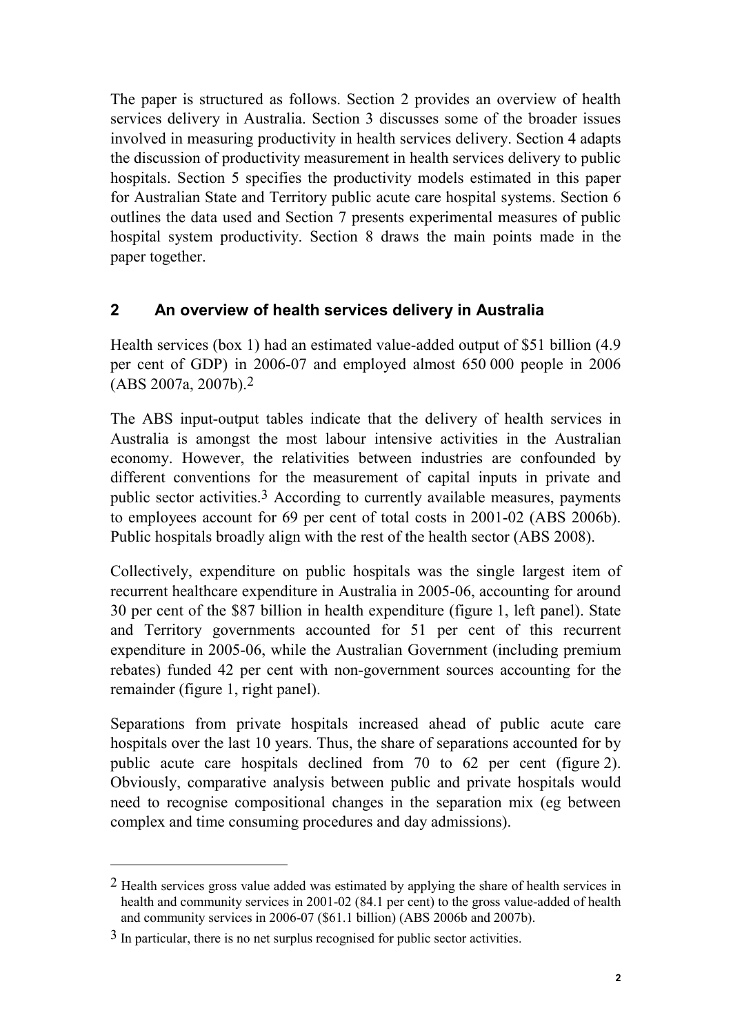The paper is structured as follows. Section 2 provides an overview of health services delivery in Australia. Section 3 discusses some of the broader issues involved in measuring productivity in health services delivery. Section 4 adapts the discussion of productivity measurement in health services delivery to public hospitals. Section 5 specifies the productivity models estimated in this paper for Australian State and Territory public acute care hospital systems. Section 6 outlines the data used and Section 7 presents experimental measures of public hospital system productivity. Section 8 draws the main points made in the paper together.

## 2 An overview of health services delivery in Australia

Health services (box 1) had an estimated value-added output of $51 billion (4.9 per cent of GDP) in 2006-07 and employed almost 650 000 people in 2006 (ABS 2007a, 2007b).[2]

The ABS input-output tables indicate that the delivery of health services in Australia is amongst the most labour intensive activities in the Australian economy. However, the relativities between industries are confounded by different conventions for the measurement of capital inputs in private and public sector activities.[3] According to currently available measures, payments to employees account for 69 per cent of total costs in 2001-02 (ABS 2006b). Public hospitals broadly align with the rest of the health sector (ABS 2008).

Collectively, expenditure on public hospitals was the single largest item of recurrent healthcare expenditure in Australia in 2005-06, accounting for around 30 per cent of the $87 billion in health expenditure (figure 1, left panel). State and Territory governments accounted for 51 per cent of this recurrent expenditure in 2005-06, while the Australian Government (including premium rebates) funded 42 per cent with non-government sources accounting for the remainder (figure 1, right panel).

Separations from private hospitals increased ahead of public acute care hospitals over the last 10 years. Thus, the share of separations accounted for by public acute care hospitals declined from 70 to 62 per cent (figure 2). Obviously, comparative analysis between public and private hospitals would need to recognise compositional changes in the separation mix (eg between complex and time consuming procedures and day admissions).

---

[2] Health services gross value added was estimated by applying the share of health services in health and community services in 2001-02 (84.1 per cent) to the gross value-added of health and community services in 2006-07 ($61.1 billion) (ABS 2006b and 2007b).

[3] In particular, there is no net surplus recognised for public sector activities.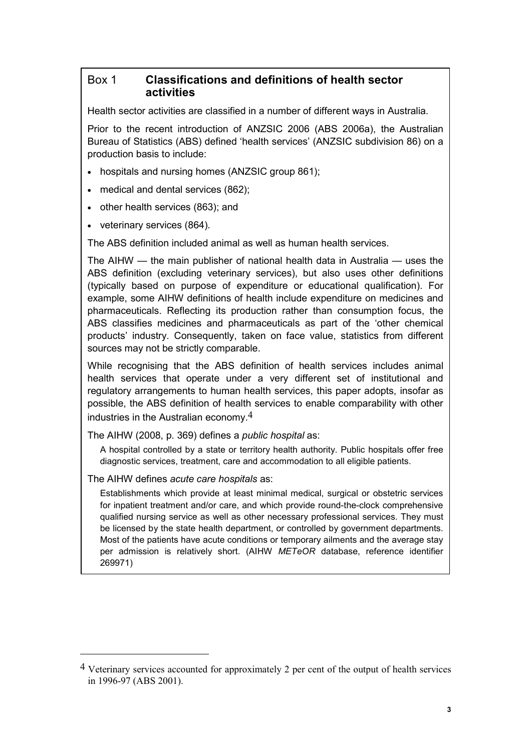## Box 1 Classifications and definitions of health sector activities

Health sector activities are classified in a number of different ways in Australia.

Prior to the recent introduction of ANZSIC 2006 (ABS 2006a), the Australian Bureau of Statistics (ABS) defined 'health services' (ANZSIC subdivision 86) on a production basis to include:

- hospitals and nursing homes (ANZSIC group 861);
- medical and dental services (862);
- other health services (863); and
- veterinary services (864).

The ABS definition included animal as well as human health services.

The AIHW — the main publisher of national health data in Australia — uses the ABS definition (excluding veterinary services), but also uses other definitions (typically based on purpose of expenditure or educational qualification). For example, some AIHW definitions of health include expenditure on medicines and pharmaceuticals. Reflecting its production rather than consumption focus, the ABS classifies medicines and pharmaceuticals as part of the 'other chemical products' industry. Consequently, taken on face value, statistics from different sources may not be strictly comparable.

While recognising that the ABS definition of health services includes animal health services that operate under a very different set of institutional and regulatory arrangements to human health services, this paper adopts, insofar as possible, the ABS definition of health services to enable comparability with other industries in the Australian economy.[4]

The AIHW (2008, p. 369) defines a *public hospital* as:

> A hospital controlled by a state or territory health authority. Public hospitals offer free diagnostic services, treatment, care and accommodation to all eligible patients.

The AIHW defines *acute care hospitals* as:

> Establishments which provide at least minimal medical, surgical or obstetric services for inpatient treatment and/or care, and which provide round-the-clock comprehensive qualified nursing service as well as other necessary professional services. They must be licensed by the state health department, or controlled by government departments. Most of the patients have acute conditions or temporary ailments and the average stay per admission is relatively short. (AIHW *METeOR* database, reference identifier 269971)

---

[4] Veterinary services accounted for approximately 2 per cent of the output of health services in 1996-97 (ABS 2001).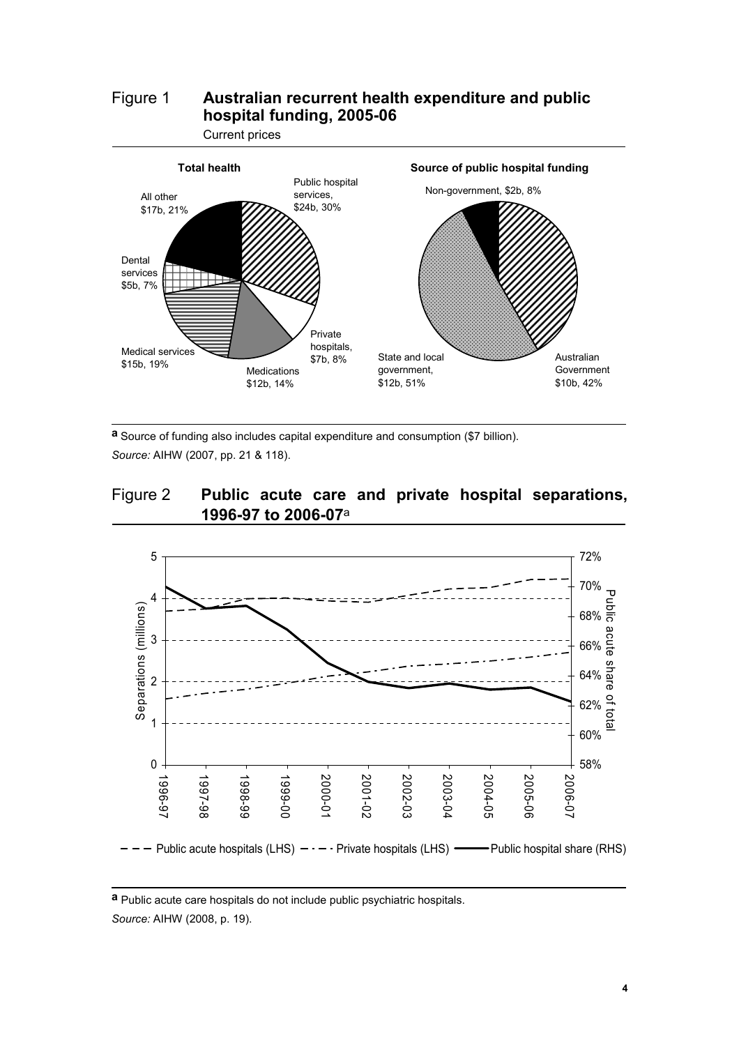Figure 1 **Australian recurrent health expenditure and public hospital funding, 2005-06**

Current prices

**Total health**

Public hospital services, $24b, 30%

Private hospitals, $7b, 8%

Medications $12b, 14%

Medical services $15b, 19%

Dental services $5b, 7%

All other $17b, 21%

**Source of public hospital funding**

Non-government, $2b, 8%

Australian Government $10b, 42%

State and local government, $12b, 51%

**a** Source of funding also includes capital expenditure and consumption ($7 billion).

*Source:* AIHW (2007, pp. 21 & 118).

Figure 2 **Public acute care and private hospital separations, 1996-97 to 2006-07**[a]

Separations (millions)

Public acute share of total

Public acute hospitals (LHS) — Private hospitals (LHS) — Public hospital share (RHS)

**a** Public acute care hospitals do not include public psychiatric hospitals.

*Source:* AIHW (2008, p. 19).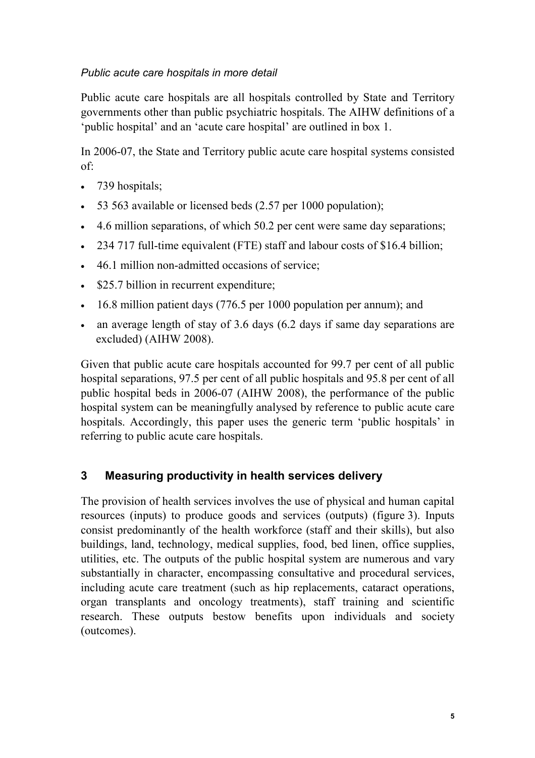*Public acute care hospitals in more detail*

Public acute care hospitals are all hospitals controlled by State and Territory governments other than public psychiatric hospitals. The AIHW definitions of a 'public hospital' and an 'acute care hospital' are outlined in box 1.

In 2006-07, the State and Territory public acute care hospital systems consisted of:

- 739 hospitals;
- 53 563 available or licensed beds (2.57 per 1000 population);
- 4.6 million separations, of which 50.2 per cent were same day separations;
- 234 717 full-time equivalent (FTE) staff and labour costs of $16.4 billion;
- 46.1 million non-admitted occasions of service;
- $25.7 billion in recurrent expenditure;
- 16.8 million patient days (776.5 per 1000 population per annum); and
- an average length of stay of 3.6 days (6.2 days if same day separations are excluded) (AIHW 2008).

Given that public acute care hospitals accounted for 99.7 per cent of all public hospital separations, 97.5 per cent of all public hospitals and 95.8 per cent of all public hospital beds in 2006-07 (AIHW 2008), the performance of the public hospital system can be meaningfully analysed by reference to public acute care hospitals. Accordingly, this paper uses the generic term 'public hospitals' in referring to public acute care hospitals.

## 3 Measuring productivity in health services delivery

The provision of health services involves the use of physical and human capital resources (inputs) to produce goods and services (outputs) (figure 3). Inputs consist predominantly of the health workforce (staff and their skills), but also buildings, land, technology, medical supplies, food, bed linen, office supplies, utilities, etc. The outputs of the public hospital system are numerous and vary substantially in character, encompassing consultative and procedural services, including acute care treatment (such as hip replacements, cataract operations, organ transplants and oncology treatments), staff training and scientific research. These outputs bestow benefits upon individuals and society (outcomes).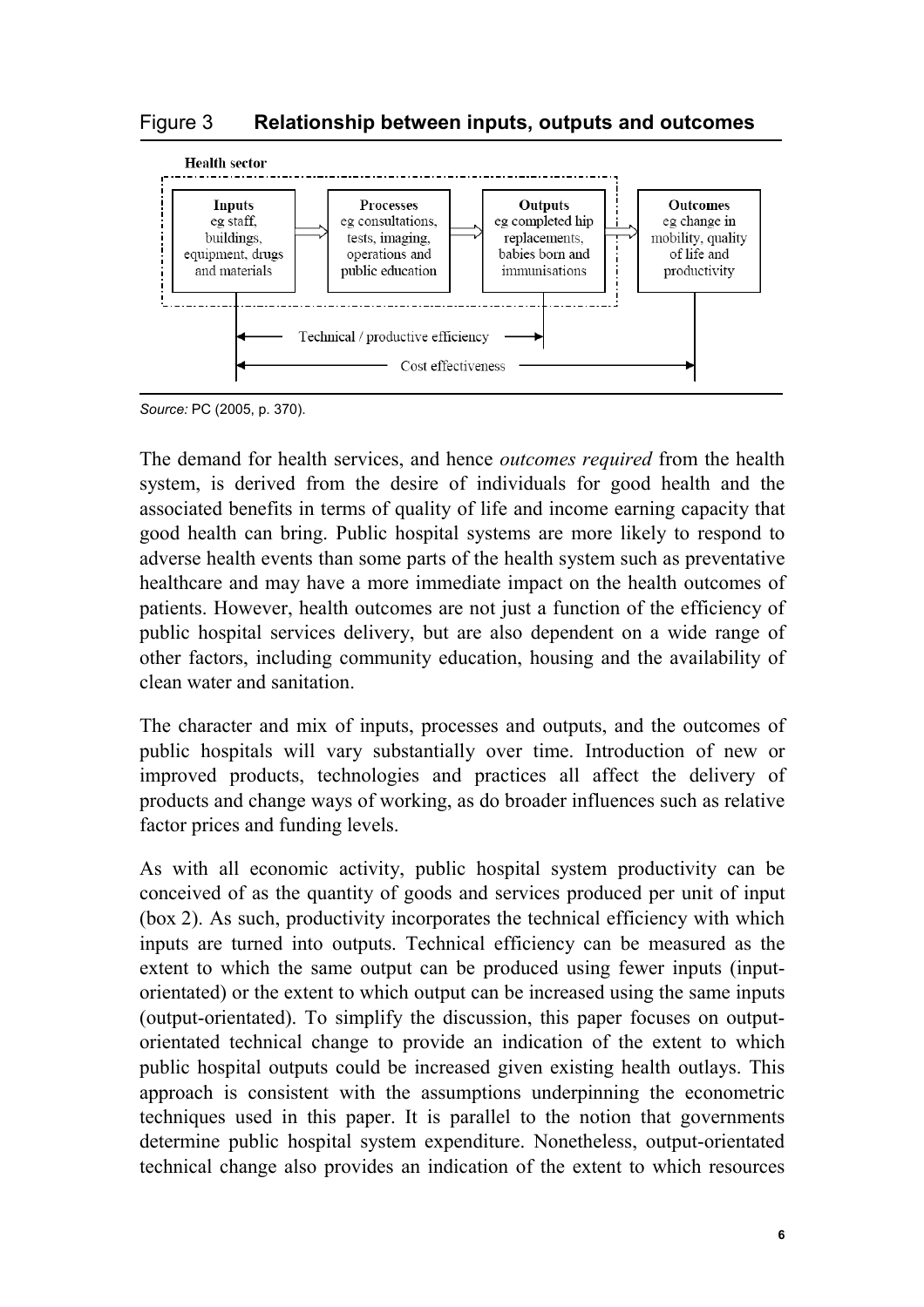Figure 3 **Relationship between inputs, outputs and outcomes**

**Health sector**

| Inputs | Processes | Outputs | Outcomes |
|---|---|---|---|
| eg staff, buildings, equipment, drugs and materials | eg consultations, tests, imaging, operations and public education | eg completed hip replacements, babies born and immunisations | eg change in mobility, quality of life and productivity |

Technical / productive efficiency: Inputs → Outputs

Cost effectiveness: Inputs → Outcomes

*Source:* PC (2005, p. 370).

The demand for health services, and hence *outcomes required* from the health system, is derived from the desire of individuals for good health and the associated benefits in terms of quality of life and income earning capacity that good health can bring. Public hospital systems are more likely to respond to adverse health events than some parts of the health system such as preventative healthcare and may have a more immediate impact on the health outcomes of patients. However, health outcomes are not just a function of the efficiency of public hospital services delivery, but are also dependent on a wide range of other factors, including community education, housing and the availability of clean water and sanitation.

The character and mix of inputs, processes and outputs, and the outcomes of public hospitals will vary substantially over time. Introduction of new or improved products, technologies and practices all affect the delivery of products and change ways of working, as do broader influences such as relative factor prices and funding levels.

As with all economic activity, public hospital system productivity can be conceived of as the quantity of goods and services produced per unit of input (box 2). As such, productivity incorporates the technical efficiency with which inputs are turned into outputs. Technical efficiency can be measured as the extent to which the same output can be produced using fewer inputs (input-orientated) or the extent to which output can be increased using the same inputs (output-orientated). To simplify the discussion, this paper focuses on output-orientated technical change to provide an indication of the extent to which public hospital outputs could be increased given existing health outlays. This approach is consistent with the assumptions underpinning the econometric techniques used in this paper. It is parallel to the notion that governments determine public hospital system expenditure. Nonetheless, output-orientated technical change also provides an indication of the extent to which resources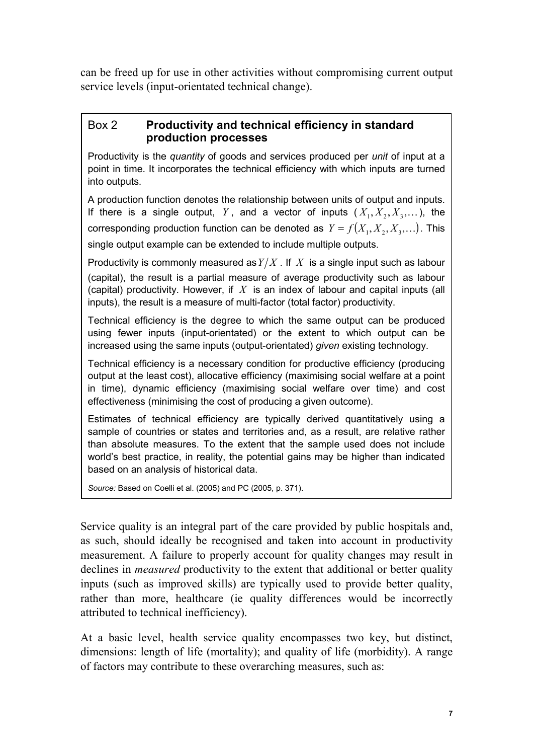can be freed up for use in other activities without compromising current output service levels (input-orientated technical change).

### Box 2 **Productivity and technical efficiency in standard production processes**

Productivity is the *quantity* of goods and services produced per *unit* of input at a point in time. It incorporates the technical efficiency with which inputs are turned into outputs.

A production function denotes the relationship between units of output and inputs. If there is a single output, $Y$, and a vector of inputs ($X_1, X_2, X_3, \ldots$), the corresponding production function can be denoted as $Y = f(X_1, X_2, X_3, \ldots)$. This single output example can be extended to include multiple outputs.

Productivity is commonly measured as $Y/X$. If $X$ is a single input such as labour (capital), the result is a partial measure of average productivity such as labour (capital) productivity. However, if $X$ is an index of labour and capital inputs (all inputs), the result is a measure of multi-factor (total factor) productivity.

Technical efficiency is the degree to which the same output can be produced using fewer inputs (input-orientated) or the extent to which output can be increased using the same inputs (output-orientated) *given* existing technology.

Technical efficiency is a necessary condition for productive efficiency (producing output at the least cost), allocative efficiency (maximising social welfare at a point in time), dynamic efficiency (maximising social welfare over time) and cost effectiveness (minimising the cost of producing a given outcome).

Estimates of technical efficiency are typically derived quantitatively using a sample of countries or states and territories and, as a result, are relative rather than absolute measures. To the extent that the sample used does not include world's best practice, in reality, the potential gains may be higher than indicated based on an analysis of historical data.

*Source:* Based on Coelli et al. (2005) and PC (2005, p. 371).

Service quality is an integral part of the care provided by public hospitals and, as such, should ideally be recognised and taken into account in productivity measurement. A failure to properly account for quality changes may result in declines in *measured* productivity to the extent that additional or better quality inputs (such as improved skills) are typically used to provide better quality, rather than more, healthcare (ie quality differences would be incorrectly attributed to technical inefficiency).

At a basic level, health service quality encompasses two key, but distinct, dimensions: length of life (mortality); and quality of life (morbidity). A range of factors may contribute to these overarching measures, such as: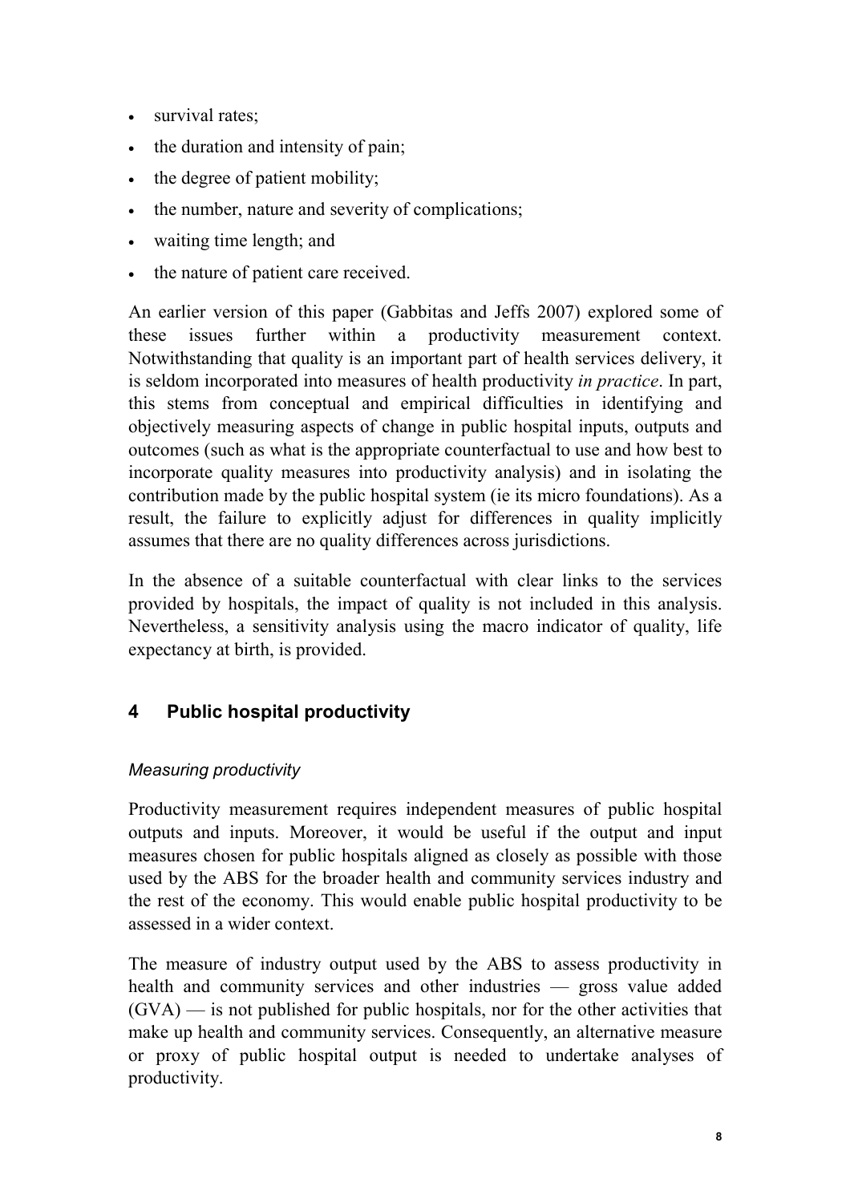- survival rates;
- the duration and intensity of pain;
- the degree of patient mobility;
- the number, nature and severity of complications;
- waiting time length; and
- the nature of patient care received.

An earlier version of this paper (Gabbitas and Jeffs 2007) explored some of these issues further within a productivity measurement context. Notwithstanding that quality is an important part of health services delivery, it is seldom incorporated into measures of health productivity *in practice*. In part, this stems from conceptual and empirical difficulties in identifying and objectively measuring aspects of change in public hospital inputs, outputs and outcomes (such as what is the appropriate counterfactual to use and how best to incorporate quality measures into productivity analysis) and in isolating the contribution made by the public hospital system (ie its micro foundations). As a result, the failure to explicitly adjust for differences in quality implicitly assumes that there are no quality differences across jurisdictions.

In the absence of a suitable counterfactual with clear links to the services provided by hospitals, the impact of quality is not included in this analysis. Nevertheless, a sensitivity analysis using the macro indicator of quality, life expectancy at birth, is provided.

## 4 Public hospital productivity

### *Measuring productivity*

Productivity measurement requires independent measures of public hospital outputs and inputs. Moreover, it would be useful if the output and input measures chosen for public hospitals aligned as closely as possible with those used by the ABS for the broader health and community services industry and the rest of the economy. This would enable public hospital productivity to be assessed in a wider context.

The measure of industry output used by the ABS to assess productivity in health and community services and other industries — gross value added (GVA) — is not published for public hospitals, nor for the other activities that make up health and community services. Consequently, an alternative measure or proxy of public hospital output is needed to undertake analyses of productivity.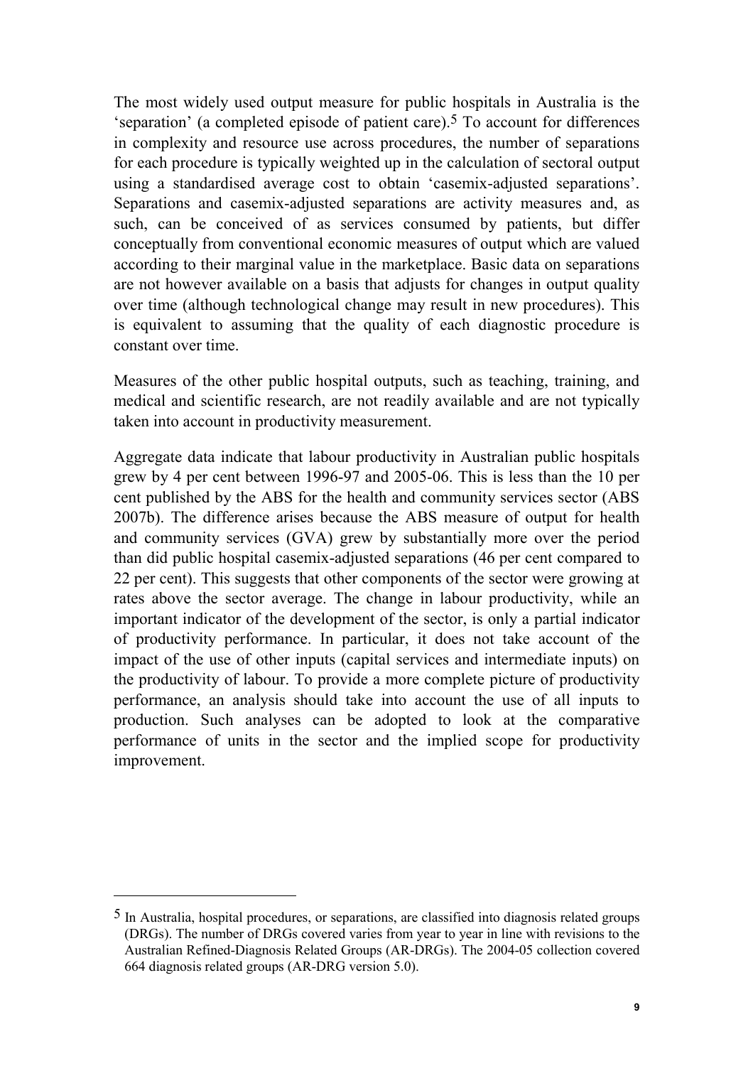The most widely used output measure for public hospitals in Australia is the 'separation' (a completed episode of patient care).[5] To account for differences in complexity and resource use across procedures, the number of separations for each procedure is typically weighted up in the calculation of sectoral output using a standardised average cost to obtain 'casemix-adjusted separations'. Separations and casemix-adjusted separations are activity measures and, as such, can be conceived of as services consumed by patients, but differ conceptually from conventional economic measures of output which are valued according to their marginal value in the marketplace. Basic data on separations are not however available on a basis that adjusts for changes in output quality over time (although technological change may result in new procedures). This is equivalent to assuming that the quality of each diagnostic procedure is constant over time.

Measures of the other public hospital outputs, such as teaching, training, and medical and scientific research, are not readily available and are not typically taken into account in productivity measurement.

Aggregate data indicate that labour productivity in Australian public hospitals grew by 4 per cent between 1996-97 and 2005-06. This is less than the 10 per cent published by the ABS for the health and community services sector (ABS 2007b). The difference arises because the ABS measure of output for health and community services (GVA) grew by substantially more over the period than did public hospital casemix-adjusted separations (46 per cent compared to 22 per cent). This suggests that other components of the sector were growing at rates above the sector average. The change in labour productivity, while an important indicator of the development of the sector, is only a partial indicator of productivity performance. In particular, it does not take account of the impact of the use of other inputs (capital services and intermediate inputs) on the productivity of labour. To provide a more complete picture of productivity performance, an analysis should take into account the use of all inputs to production. Such analyses can be adopted to look at the comparative performance of units in the sector and the implied scope for productivity improvement.

---

[5] In Australia, hospital procedures, or separations, are classified into diagnosis related groups (DRGs). The number of DRGs covered varies from year to year in line with revisions to the Australian Refined-Diagnosis Related Groups (AR-DRGs). The 2004-05 collection covered 664 diagnosis related groups (AR-DRG version 5.0).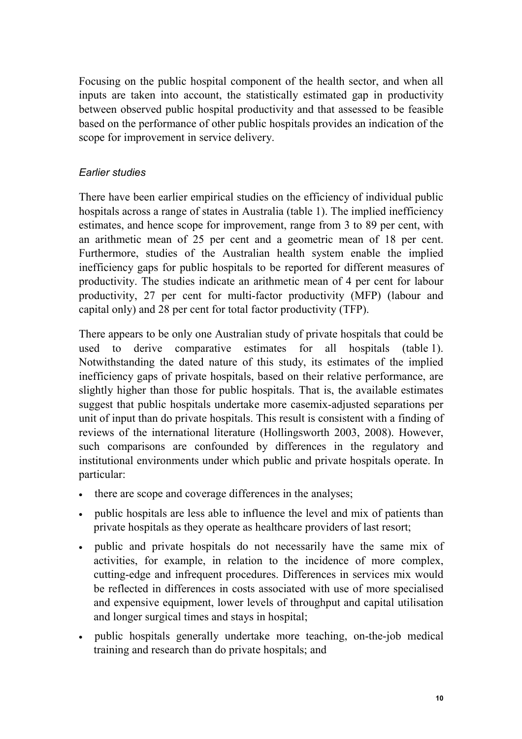Focusing on the public hospital component of the health sector, and when all inputs are taken into account, the statistically estimated gap in productivity between observed public hospital productivity and that assessed to be feasible based on the performance of other public hospitals provides an indication of the scope for improvement in service delivery.

*Earlier studies*

There have been earlier empirical studies on the efficiency of individual public hospitals across a range of states in Australia (table 1). The implied inefficiency estimates, and hence scope for improvement, range from 3 to 89 per cent, with an arithmetic mean of 25 per cent and a geometric mean of 18 per cent. Furthermore, studies of the Australian health system enable the implied inefficiency gaps for public hospitals to be reported for different measures of productivity. The studies indicate an arithmetic mean of 4 per cent for labour productivity, 27 per cent for multi-factor productivity (MFP) (labour and capital only) and 28 per cent for total factor productivity (TFP).

There appears to be only one Australian study of private hospitals that could be used to derive comparative estimates for all hospitals (table 1). Notwithstanding the dated nature of this study, its estimates of the implied inefficiency gaps of private hospitals, based on their relative performance, are slightly higher than those for public hospitals. That is, the available estimates suggest that public hospitals undertake more casemix-adjusted separations per unit of input than do private hospitals. This result is consistent with a finding of reviews of the international literature (Hollingsworth 2003, 2008). However, such comparisons are confounded by differences in the regulatory and institutional environments under which public and private hospitals operate. In particular:

- there are scope and coverage differences in the analyses;
- public hospitals are less able to influence the level and mix of patients than private hospitals as they operate as healthcare providers of last resort;
- public and private hospitals do not necessarily have the same mix of activities, for example, in relation to the incidence of more complex, cutting-edge and infrequent procedures. Differences in services mix would be reflected in differences in costs associated with use of more specialised and expensive equipment, lower levels of throughput and capital utilisation and longer surgical times and stays in hospital;
- public hospitals generally undertake more teaching, on-the-job medical training and research than do private hospitals; and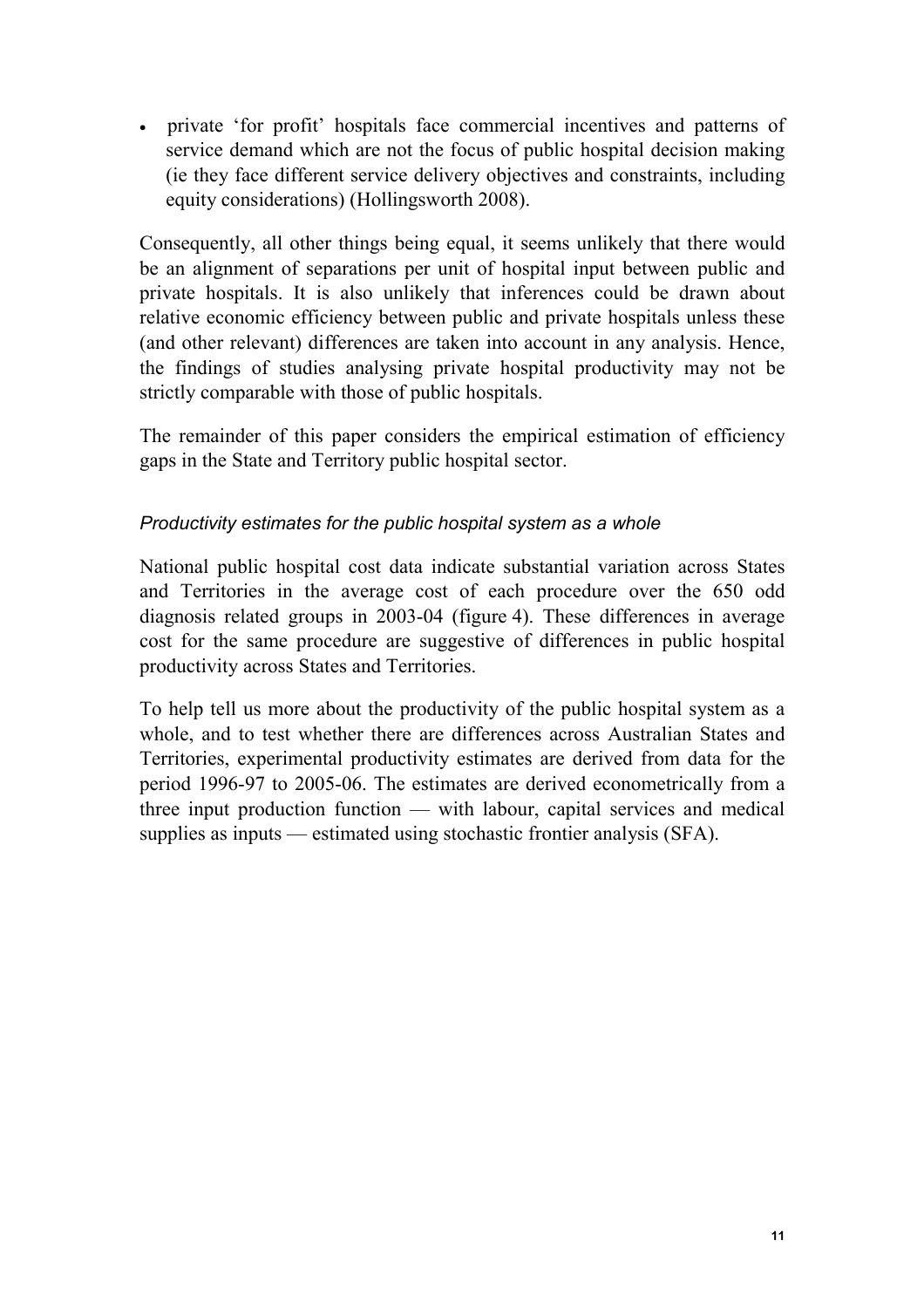- private 'for profit' hospitals face commercial incentives and patterns of service demand which are not the focus of public hospital decision making (ie they face different service delivery objectives and constraints, including equity considerations) (Hollingsworth 2008).

Consequently, all other things being equal, it seems unlikely that there would be an alignment of separations per unit of hospital input between public and private hospitals. It is also unlikely that inferences could be drawn about relative economic efficiency between public and private hospitals unless these (and other relevant) differences are taken into account in any analysis. Hence, the findings of studies analysing private hospital productivity may not be strictly comparable with those of public hospitals.

The remainder of this paper considers the empirical estimation of efficiency gaps in the State and Territory public hospital sector.

*Productivity estimates for the public hospital system as a whole*

National public hospital cost data indicate substantial variation across States and Territories in the average cost of each procedure over the 650 odd diagnosis related groups in 2003-04 (figure 4). These differences in average cost for the same procedure are suggestive of differences in public hospital productivity across States and Territories.

To help tell us more about the productivity of the public hospital system as a whole, and to test whether there are differences across Australian States and Territories, experimental productivity estimates are derived from data for the period 1996-97 to 2005-06. The estimates are derived econometrically from a three input production function — with labour, capital services and medical supplies as inputs — estimated using stochastic frontier analysis (SFA).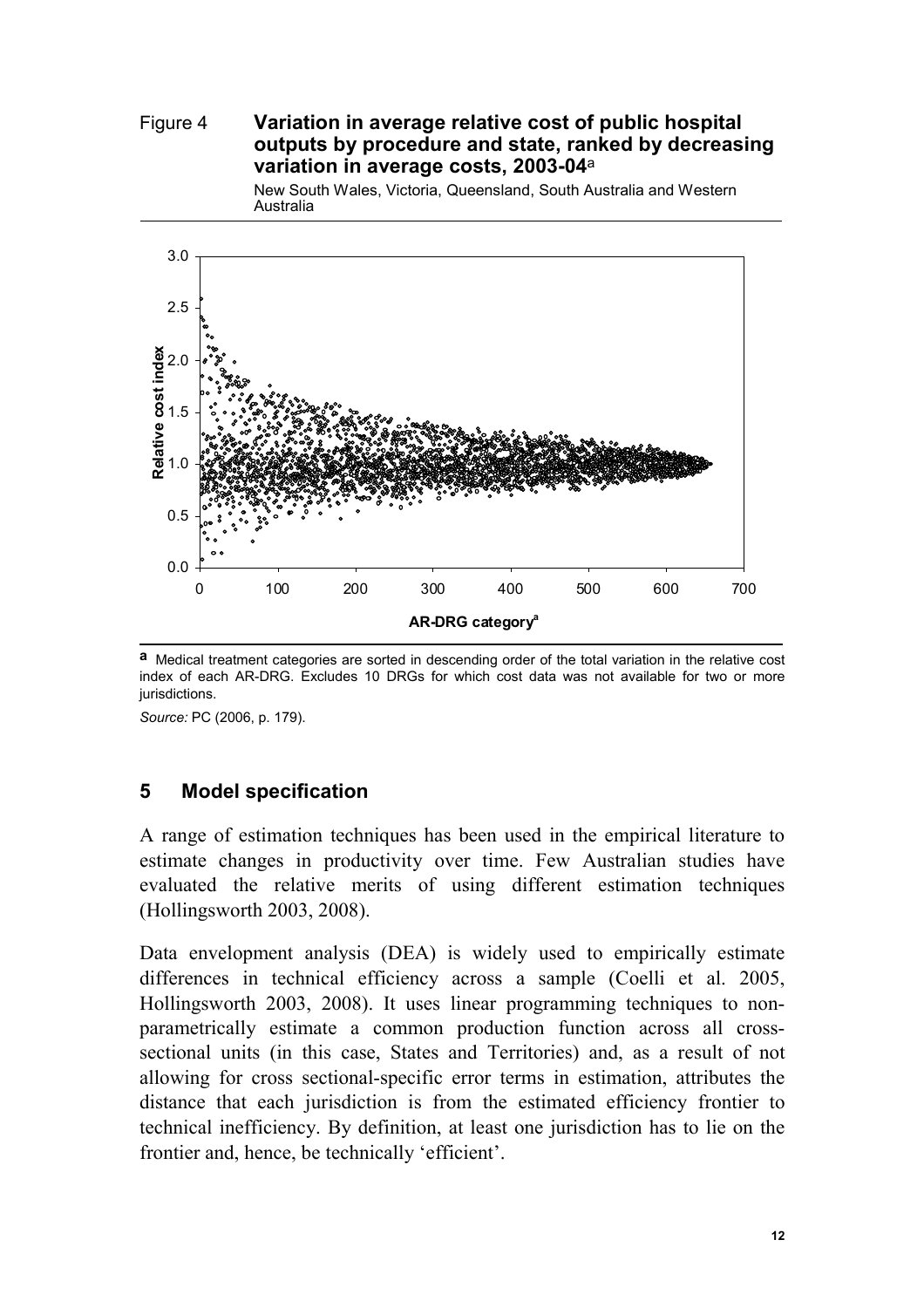Figure 4 **Variation in average relative cost of public hospital outputs by procedure and state, ranked by decreasing variation in average costs, 2003-04**[a]

New South Wales, Victoria, Queensland, South Australia and Western Australia

**a** Medical treatment categories are sorted in descending order of the total variation in the relative cost index of each AR-DRG. Excludes 10 DRGs for which cost data was not available for two or more jurisdictions.

*Source:* PC (2006, p. 179).

## 5 Model specification

A range of estimation techniques has been used in the empirical literature to estimate changes in productivity over time. Few Australian studies have evaluated the relative merits of using different estimation techniques (Hollingsworth 2003, 2008).

Data envelopment analysis (DEA) is widely used to empirically estimate differences in technical efficiency across a sample (Coelli et al. 2005, Hollingsworth 2003, 2008). It uses linear programming techniques to non-parametrically estimate a common production function across all cross-sectional units (in this case, States and Territories) and, as a result of not allowing for cross sectional-specific error terms in estimation, attributes the distance that each jurisdiction is from the estimated efficiency frontier to technical inefficiency. By definition, at least one jurisdiction has to lie on the frontier and, hence, be technically 'efficient'.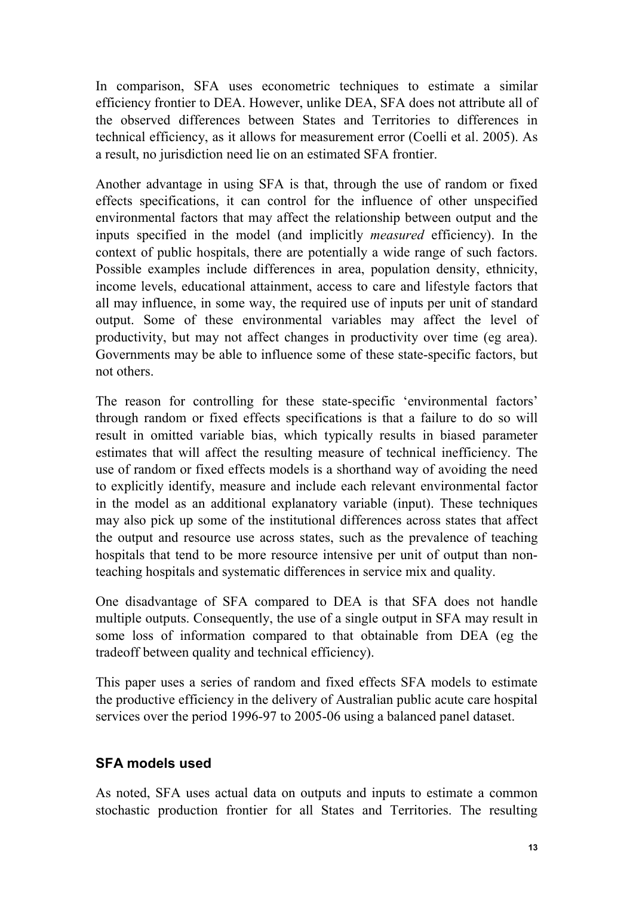In comparison, SFA uses econometric techniques to estimate a similar efficiency frontier to DEA. However, unlike DEA, SFA does not attribute all of the observed differences between States and Territories to differences in technical efficiency, as it allows for measurement error (Coelli et al. 2005). As a result, no jurisdiction need lie on an estimated SFA frontier.

Another advantage in using SFA is that, through the use of random or fixed effects specifications, it can control for the influence of other unspecified environmental factors that may affect the relationship between output and the inputs specified in the model (and implicitly *measured* efficiency). In the context of public hospitals, there are potentially a wide range of such factors. Possible examples include differences in area, population density, ethnicity, income levels, educational attainment, access to care and lifestyle factors that all may influence, in some way, the required use of inputs per unit of standard output. Some of these environmental variables may affect the level of productivity, but may not affect changes in productivity over time (eg area). Governments may be able to influence some of these state-specific factors, but not others.

The reason for controlling for these state-specific 'environmental factors' through random or fixed effects specifications is that a failure to do so will result in omitted variable bias, which typically results in biased parameter estimates that will affect the resulting measure of technical inefficiency. The use of random or fixed effects models is a shorthand way of avoiding the need to explicitly identify, measure and include each relevant environmental factor in the model as an additional explanatory variable (input). These techniques may also pick up some of the institutional differences across states that affect the output and resource use across states, such as the prevalence of teaching hospitals that tend to be more resource intensive per unit of output than non-teaching hospitals and systematic differences in service mix and quality.

One disadvantage of SFA compared to DEA is that SFA does not handle multiple outputs. Consequently, the use of a single output in SFA may result in some loss of information compared to that obtainable from DEA (eg the tradeoff between quality and technical efficiency).

This paper uses a series of random and fixed effects SFA models to estimate the productive efficiency in the delivery of Australian public acute care hospital services over the period 1996-97 to 2005-06 using a balanced panel dataset.

### SFA models used

As noted, SFA uses actual data on outputs and inputs to estimate a common stochastic production frontier for all States and Territories. The resulting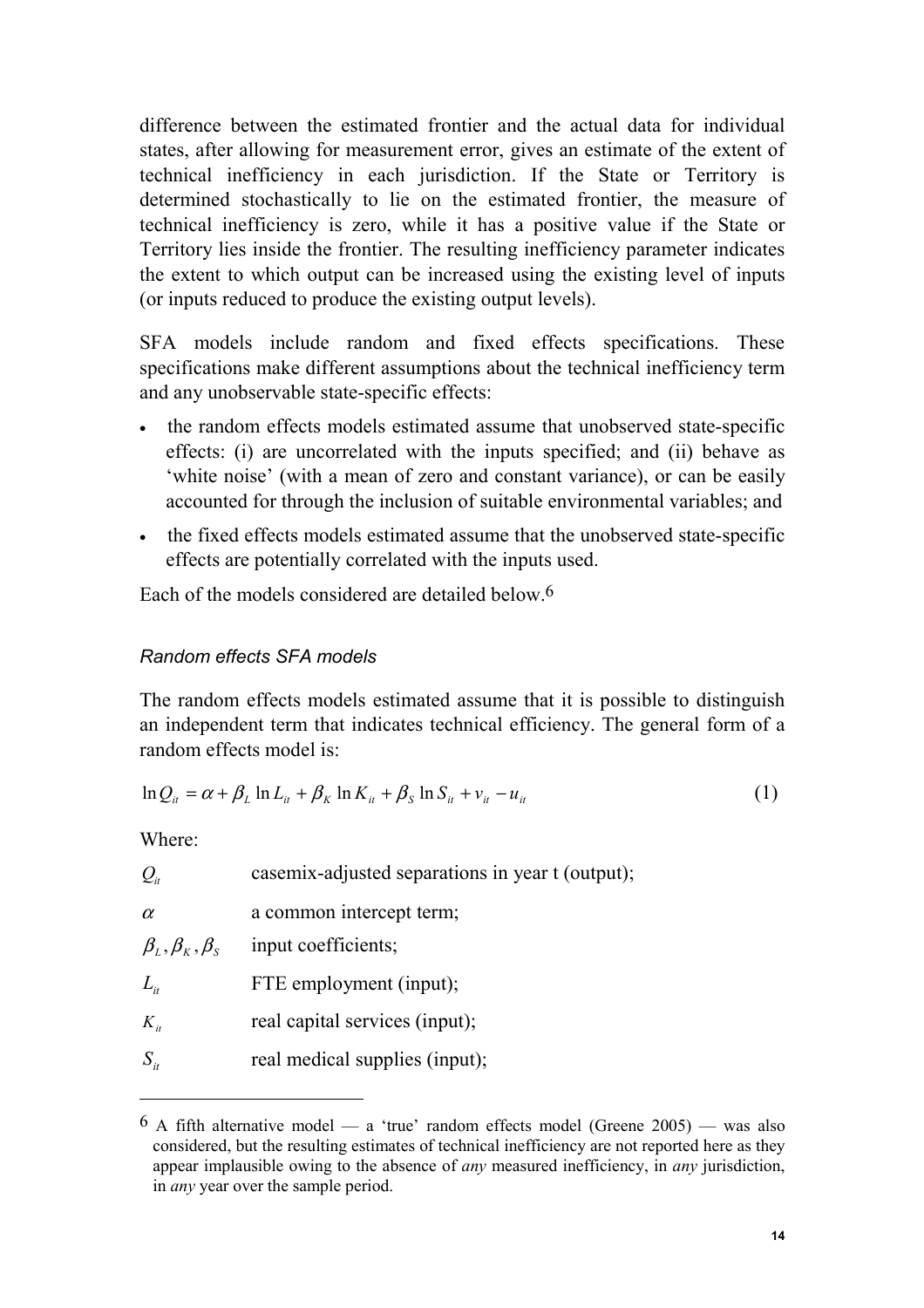difference between the estimated frontier and the actual data for individual states, after allowing for measurement error, gives an estimate of the extent of technical inefficiency in each jurisdiction. If the State or Territory is determined stochastically to lie on the estimated frontier, the measure of technical inefficiency is zero, while it has a positive value if the State or Territory lies inside the frontier. The resulting inefficiency parameter indicates the extent to which output can be increased using the existing level of inputs (or inputs reduced to produce the existing output levels).

SFA models include random and fixed effects specifications. These specifications make different assumptions about the technical inefficiency term and any unobservable state-specific effects:

- the random effects models estimated assume that unobserved state-specific effects: (i) are uncorrelated with the inputs specified; and (ii) behave as 'white noise' (with a mean of zero and constant variance), or can be easily accounted for through the inclusion of suitable environmental variables; and
- the fixed effects models estimated assume that the unobserved state-specific effects are potentially correlated with the inputs used.

Each of the models considered are detailed below.[6]

### *Random effects SFA models*

The random effects models estimated assume that it is possible to distinguish an independent term that indicates technical efficiency. The general form of a random effects model is:

$$\ln Q_{it} = \alpha + \beta_L \ln L_{it} + \beta_K \ln K_{it} + \beta_S \ln S_{it} + v_{it} - u_{it} \tag{1}$$

Where:

| | |
|---|---|
| $Q_{it}$ | casemix-adjusted separations in year t (output); |
| $\alpha$ | a common intercept term; |
| $\beta_L, \beta_K, \beta_S$ | input coefficients; |
| $L_{it}$ | FTE employment (input); |
| $K_{it}$ | real capital services (input); |
| $S_{it}$ | real medical supplies (input); |

[6] A fifth alternative model — a 'true' random effects model (Greene 2005) — was also considered, but the resulting estimates of technical inefficiency are not reported here as they appear implausible owing to the absence of *any* measured inefficiency, in *any* jurisdiction, in *any* year over the sample period.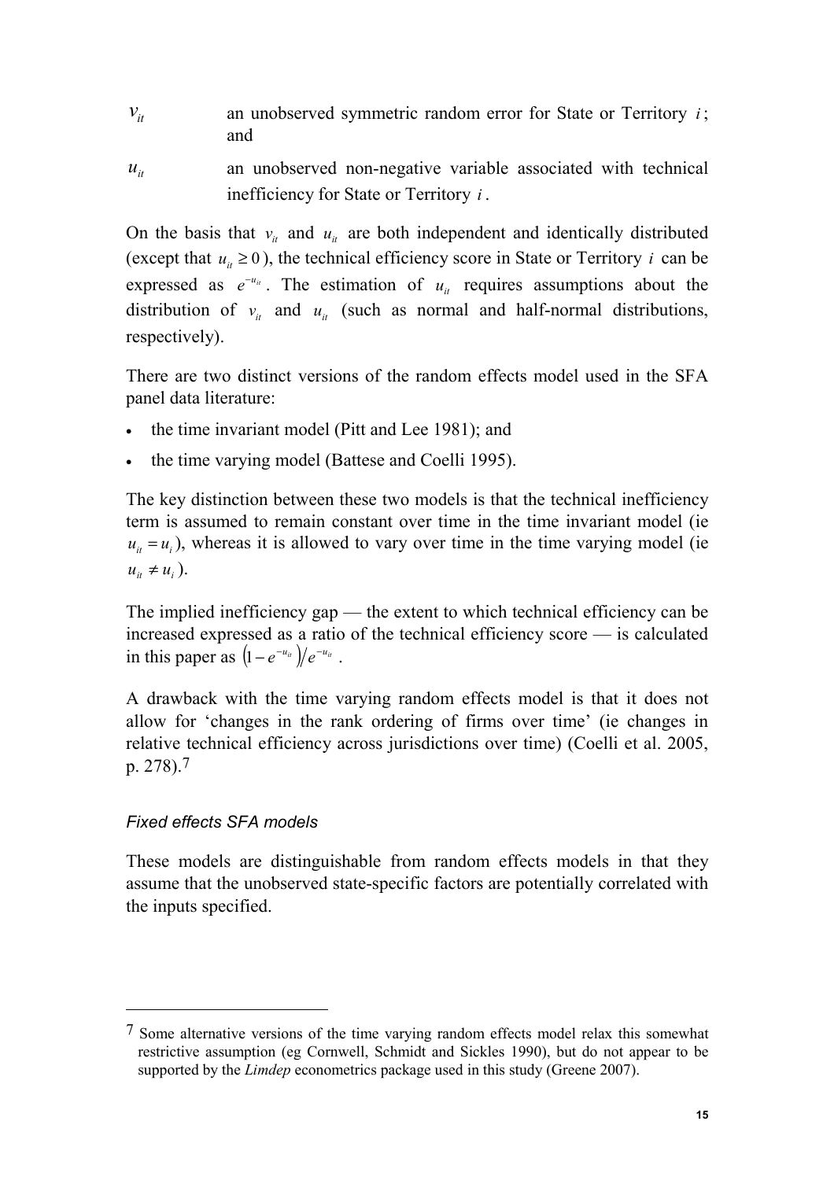$v_{it}$ — an unobserved symmetric random error for State or Territory $i$; and

$u_{it}$ — an unobserved non-negative variable associated with technical inefficiency for State or Territory $i$.

On the basis that $v_{it}$ and $u_{it}$ are both independent and identically distributed (except that $u_{it} \geq 0$), the technical efficiency score in State or Territory $i$ can be expressed as $e^{-u_{it}}$. The estimation of $u_{it}$ requires assumptions about the distribution of $v_{it}$ and $u_{it}$ (such as normal and half-normal distributions, respectively).

There are two distinct versions of the random effects model used in the SFA panel data literature:

- the time invariant model (Pitt and Lee 1981); and
- the time varying model (Battese and Coelli 1995).

The key distinction between these two models is that the technical inefficiency term is assumed to remain constant over time in the time invariant model (ie $u_{it} = u_i$), whereas it is allowed to vary over time in the time varying model (ie $u_{it} \neq u_i$).

The implied inefficiency gap — the extent to which technical efficiency can be increased expressed as a ratio of the technical efficiency score — is calculated in this paper as $\left(1 - e^{-u_{it}}\right)/e^{-u_{it}}$.

A drawback with the time varying random effects model is that it does not allow for 'changes in the rank ordering of firms over time' (ie changes in relative technical efficiency across jurisdictions over time) (Coelli et al. 2005, p. 278).[7]

### *Fixed effects SFA models*

These models are distinguishable from random effects models in that they assume that the unobserved state-specific factors are potentially correlated with the inputs specified.

---

[7] Some alternative versions of the time varying random effects model relax this somewhat restrictive assumption (eg Cornwell, Schmidt and Sickles 1990), but do not appear to be supported by the *Limdep* econometrics package used in this study (Greene 2007).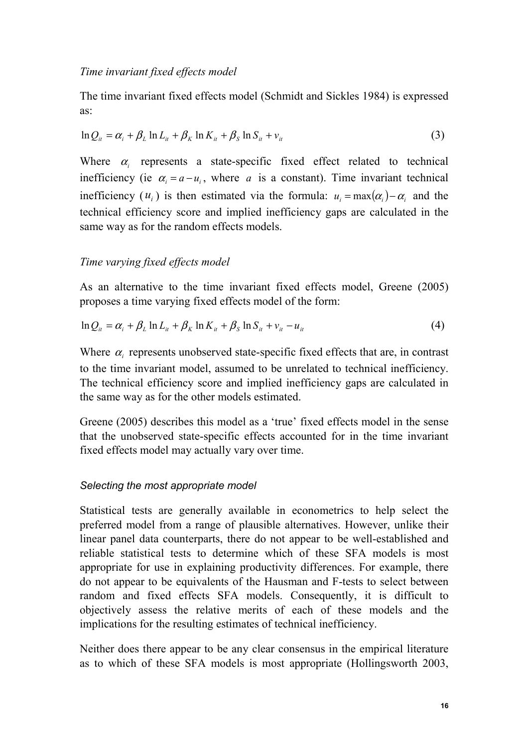*Time invariant fixed effects model*

The time invariant fixed effects model (Schmidt and Sickles 1984) is expressed as:

$$\ln Q_{it} = \alpha_i + \beta_L \ln L_{it} + \beta_K \ln K_{it} + \beta_S \ln S_{it} + v_{it} \tag{3}$$

Where $\alpha_i$ represents a state-specific fixed effect related to technical inefficiency (ie $\alpha_i = a - u_i$, where $a$ is a constant). Time invariant technical inefficiency ($u_i$) is then estimated via the formula: $u_i = \max(\alpha_i) - \alpha_i$ and the technical efficiency score and implied inefficiency gaps are calculated in the same way as for the random effects models.

*Time varying fixed effects model*

As an alternative to the time invariant fixed effects model, Greene (2005) proposes a time varying fixed effects model of the form:

$$\ln Q_{it} = \alpha_i + \beta_L \ln L_{it} + \beta_K \ln K_{it} + \beta_S \ln S_{it} + v_{it} - u_{it} \tag{4}$$

Where $\alpha_i$ represents unobserved state-specific fixed effects that are, in contrast to the time invariant model, assumed to be unrelated to technical inefficiency. The technical efficiency score and implied inefficiency gaps are calculated in the same way as for the other models estimated.

Greene (2005) describes this model as a 'true' fixed effects model in the sense that the unobserved state-specific effects accounted for in the time invariant fixed effects model may actually vary over time.

*Selecting the most appropriate model*

Statistical tests are generally available in econometrics to help select the preferred model from a range of plausible alternatives. However, unlike their linear panel data counterparts, there do not appear to be well-established and reliable statistical tests to determine which of these SFA models is most appropriate for use in explaining productivity differences. For example, there do not appear to be equivalents of the Hausman and F-tests to select between random and fixed effects SFA models. Consequently, it is difficult to objectively assess the relative merits of each of these models and the implications for the resulting estimates of technical inefficiency.

Neither does there appear to be any clear consensus in the empirical literature as to which of these SFA models is most appropriate (Hollingsworth 2003,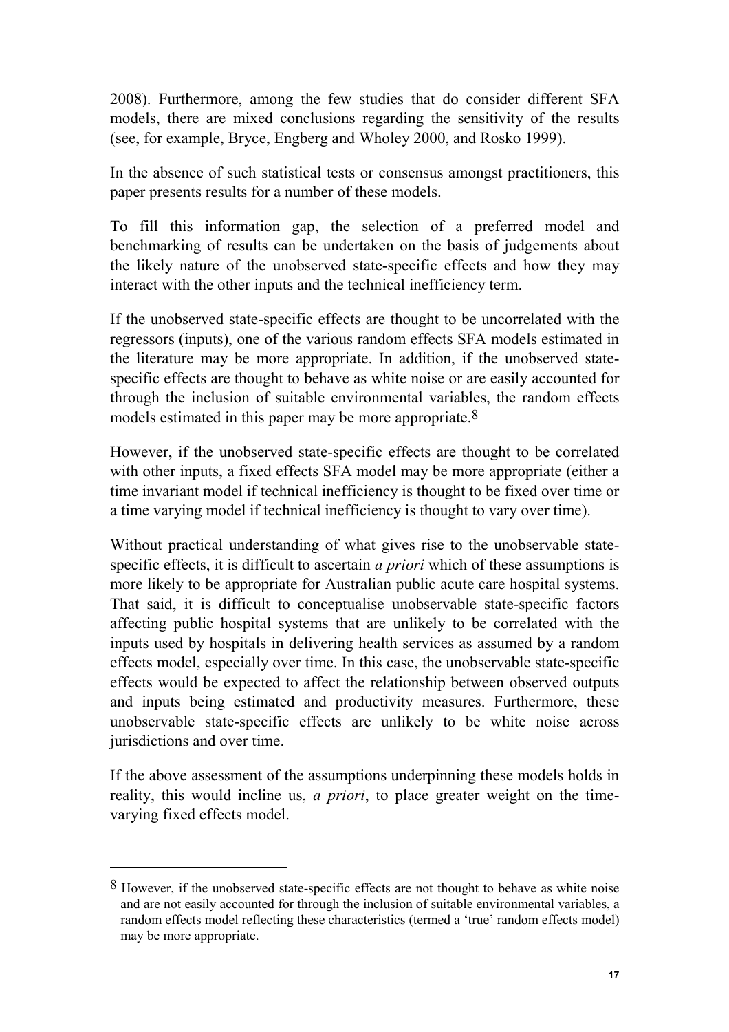2008). Furthermore, among the few studies that do consider different SFA models, there are mixed conclusions regarding the sensitivity of the results (see, for example, Bryce, Engberg and Wholey 2000, and Rosko 1999).

In the absence of such statistical tests or consensus amongst practitioners, this paper presents results for a number of these models.

To fill this information gap, the selection of a preferred model and benchmarking of results can be undertaken on the basis of judgements about the likely nature of the unobserved state-specific effects and how they may interact with the other inputs and the technical inefficiency term.

If the unobserved state-specific effects are thought to be uncorrelated with the regressors (inputs), one of the various random effects SFA models estimated in the literature may be more appropriate. In addition, if the unobserved state-specific effects are thought to behave as white noise or are easily accounted for through the inclusion of suitable environmental variables, the random effects models estimated in this paper may be more appropriate.[8]

However, if the unobserved state-specific effects are thought to be correlated with other inputs, a fixed effects SFA model may be more appropriate (either a time invariant model if technical inefficiency is thought to be fixed over time or a time varying model if technical inefficiency is thought to vary over time).

Without practical understanding of what gives rise to the unobservable state-specific effects, it is difficult to ascertain *a priori* which of these assumptions is more likely to be appropriate for Australian public acute care hospital systems. That said, it is difficult to conceptualise unobservable state-specific factors affecting public hospital systems that are unlikely to be correlated with the inputs used by hospitals in delivering health services as assumed by a random effects model, especially over time. In this case, the unobservable state-specific effects would be expected to affect the relationship between observed outputs and inputs being estimated and productivity measures. Furthermore, these unobservable state-specific effects are unlikely to be white noise across jurisdictions and over time.

If the above assessment of the assumptions underpinning these models holds in reality, this would incline us, *a priori*, to place greater weight on the time-varying fixed effects model.

---

[8] However, if the unobserved state-specific effects are not thought to behave as white noise and are not easily accounted for through the inclusion of suitable environmental variables, a random effects model reflecting these characteristics (termed a 'true' random effects model) may be more appropriate.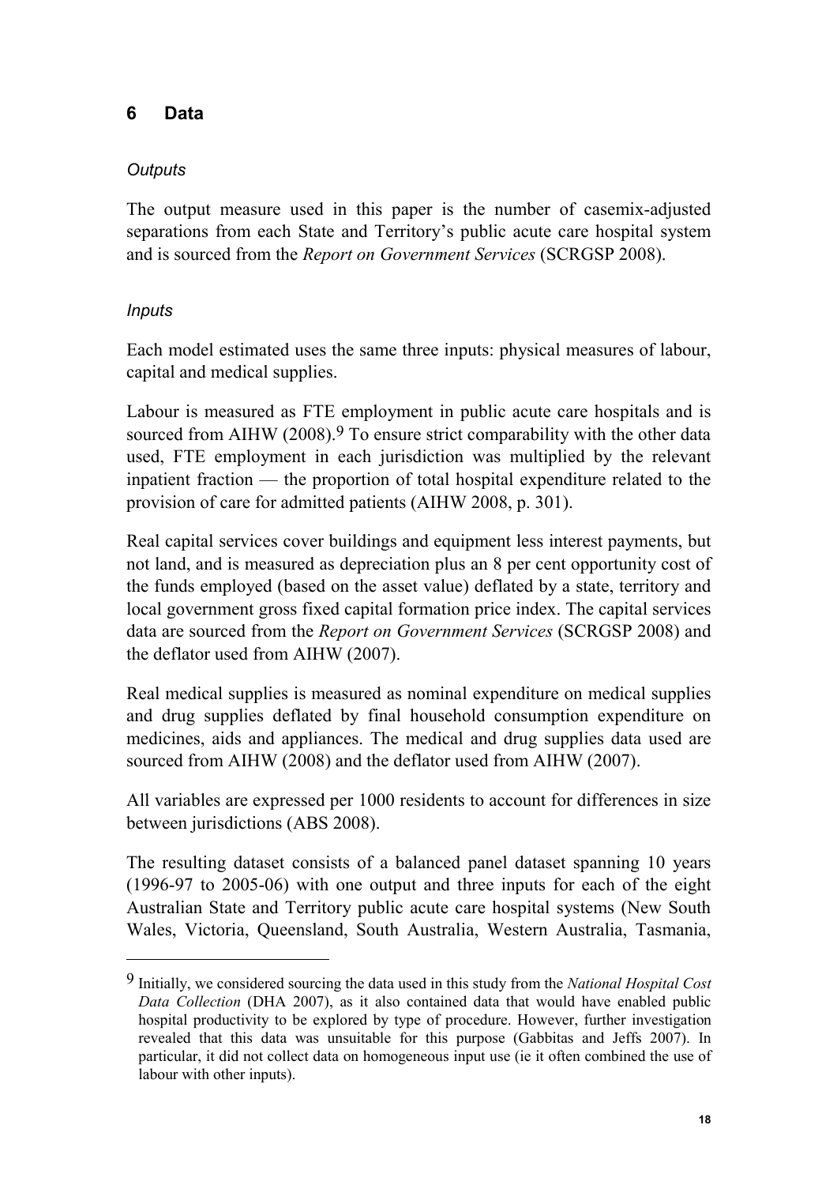## 6 Data

*Outputs*

The output measure used in this paper is the number of casemix-adjusted separations from each State and Territory's public acute care hospital system and is sourced from the *Report on Government Services* (SCRGSP 2008).

*Inputs*

Each model estimated uses the same three inputs: physical measures of labour, capital and medical supplies.

Labour is measured as FTE employment in public acute care hospitals and is sourced from AIHW (2008).[9] To ensure strict comparability with the other data used, FTE employment in each jurisdiction was multiplied by the relevant inpatient fraction — the proportion of total hospital expenditure related to the provision of care for admitted patients (AIHW 2008, p. 301).

Real capital services cover buildings and equipment less interest payments, but not land, and is measured as depreciation plus an 8 per cent opportunity cost of the funds employed (based on the asset value) deflated by a state, territory and local government gross fixed capital formation price index. The capital services data are sourced from the *Report on Government Services* (SCRGSP 2008) and the deflator used from AIHW (2007).

Real medical supplies is measured as nominal expenditure on medical supplies and drug supplies deflated by final household consumption expenditure on medicines, aids and appliances. The medical and drug supplies data used are sourced from AIHW (2008) and the deflator used from AIHW (2007).

All variables are expressed per 1000 residents to account for differences in size between jurisdictions (ABS 2008).

The resulting dataset consists of a balanced panel dataset spanning 10 years (1996-97 to 2005-06) with one output and three inputs for each of the eight Australian State and Territory public acute care hospital systems (New South Wales, Victoria, Queensland, South Australia, Western Australia, Tasmania,

---

[9] Initially, we considered sourcing the data used in this study from the *National Hospital Cost Data Collection* (DHA 2007), as it also contained data that would have enabled public hospital productivity to be explored by type of procedure. However, further investigation revealed that this data was unsuitable for this purpose (Gabbitas and Jeffs 2007). In particular, it did not collect data on homogeneous input use (ie it often combined the use of labour with other inputs).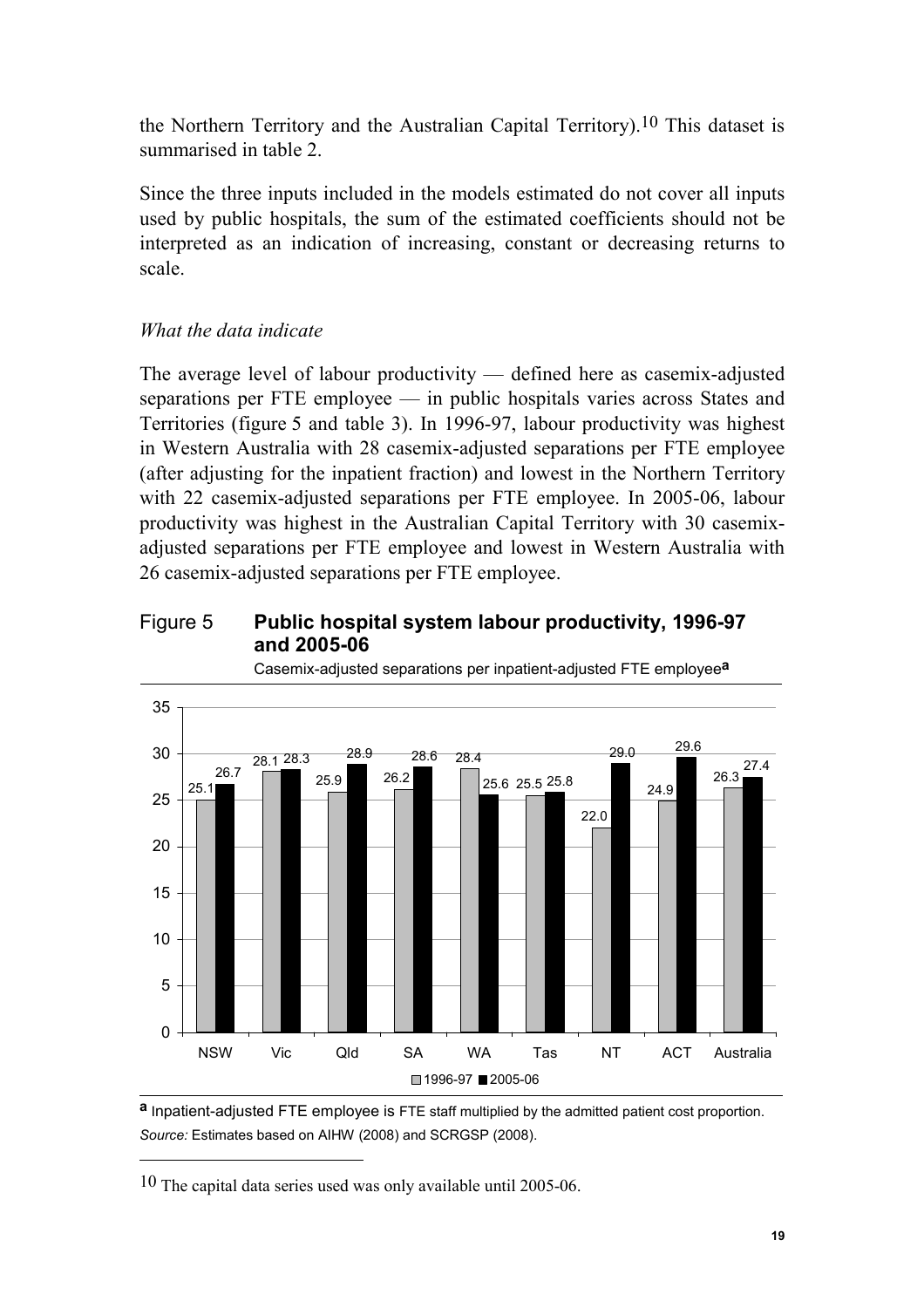the Northern Territory and the Australian Capital Territory).[10] This dataset is summarised in table 2.

Since the three inputs included in the models estimated do not cover all inputs used by public hospitals, the sum of the estimated coefficients should not be interpreted as an indication of increasing, constant or decreasing returns to scale.

### *What the data indicate*

The average level of labour productivity — defined here as casemix-adjusted separations per FTE employee — in public hospitals varies across States and Territories (figure 5 and table 3). In 1996-97, labour productivity was highest in Western Australia with 28 casemix-adjusted separations per FTE employee (after adjusting for the inpatient fraction) and lowest in the Northern Territory with 22 casemix-adjusted separations per FTE employee. In 2005-06, labour productivity was highest in the Australian Capital Territory with 30 casemix-adjusted separations per FTE employee and lowest in Western Australia with 26 casemix-adjusted separations per FTE employee.

**Figure 5 Public hospital system labour productivity, 1996-97 and 2005-06**

Casemix-adjusted separations per inpatient-adjusted FTE employee[a]

| | 1996-97 | 2005-06 |
|---|---|---|
| NSW | 25.1 | 26.7 |
| Vic | 28.1 | 28.3 |
| Qld | 25.9 | 28.9 |
| SA | 26.2 | 28.6 |
| WA | 28.4 | 25.6 |
| Tas | 25.5 | 25.8 |
| NT | 22.0 | 29.0 |
| ACT | 24.9 | 29.6 |
| Australia | 26.3 | 27.4 |

[a] Inpatient-adjusted FTE employee is FTE staff multiplied by the admitted patient cost proportion.
*Source:* Estimates based on AIHW (2008) and SCRGSP (2008).

---

[10] The capital data series used was only available until 2005-06.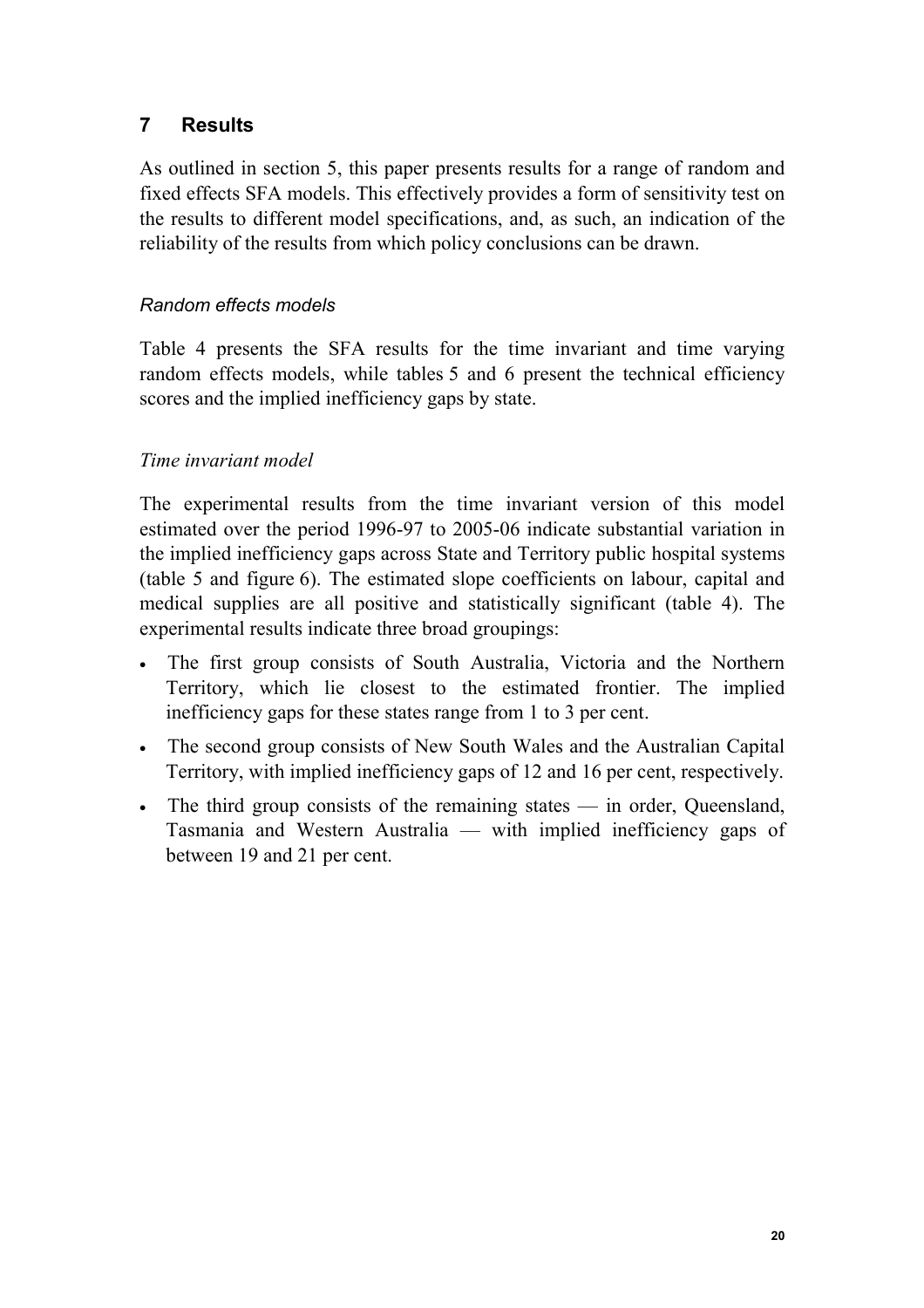## 7 Results

As outlined in section 5, this paper presents results for a range of random and fixed effects SFA models. This effectively provides a form of sensitivity test on the results to different model specifications, and, as such, an indication of the reliability of the results from which policy conclusions can be drawn.

### *Random effects models*

Table 4 presents the SFA results for the time invariant and time varying random effects models, while tables 5 and 6 present the technical efficiency scores and the implied inefficiency gaps by state.

#### *Time invariant model*

The experimental results from the time invariant version of this model estimated over the period 1996-97 to 2005-06 indicate substantial variation in the implied inefficiency gaps across State and Territory public hospital systems (table 5 and figure 6). The estimated slope coefficients on labour, capital and medical supplies are all positive and statistically significant (table 4). The experimental results indicate three broad groupings:

- The first group consists of South Australia, Victoria and the Northern Territory, which lie closest to the estimated frontier. The implied inefficiency gaps for these states range from 1 to 3 per cent.
- The second group consists of New South Wales and the Australian Capital Territory, with implied inefficiency gaps of 12 and 16 per cent, respectively.
- The third group consists of the remaining states — in order, Queensland, Tasmania and Western Australia — with implied inefficiency gaps of between 19 and 21 per cent.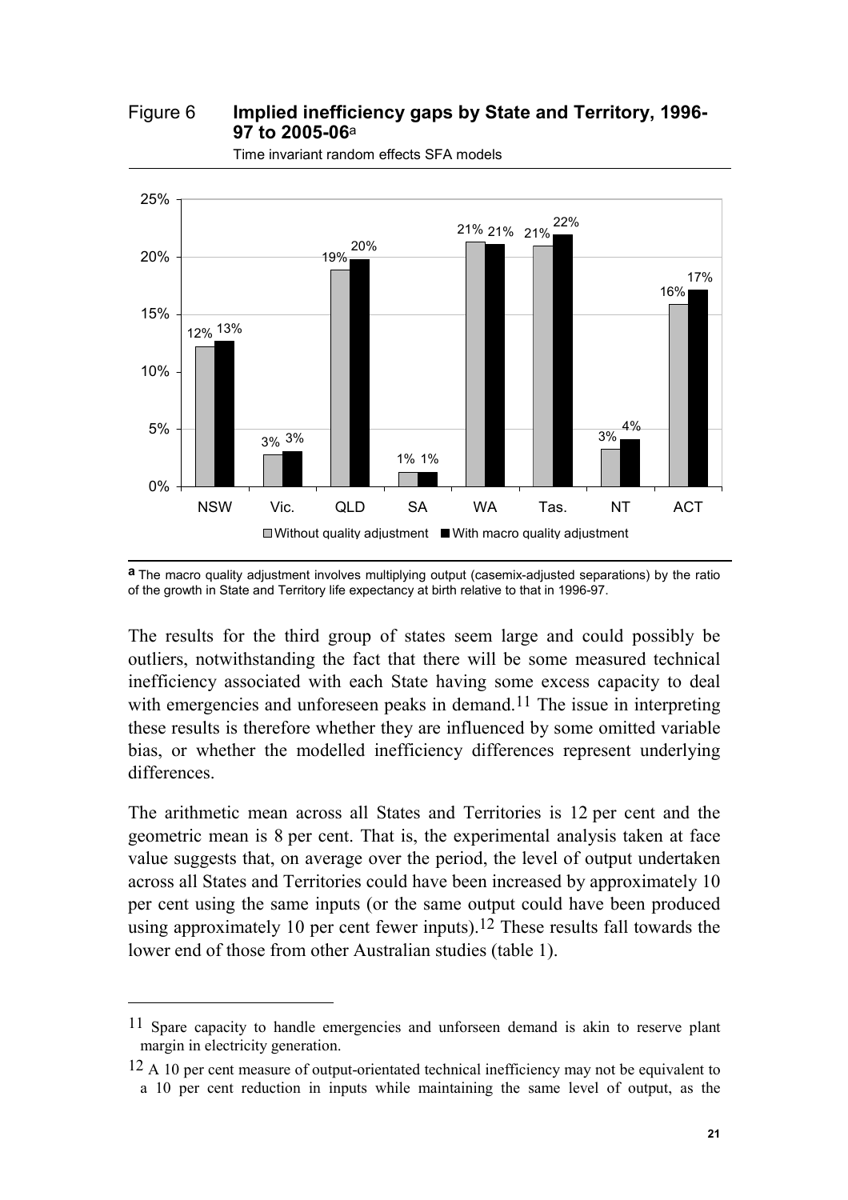Figure 6 **Implied inefficiency gaps by State and Territory, 1996-97 to 2005-06**[a]

Time invariant random effects SFA models

| | Without quality adjustment | With macro quality adjustment |
|---|---|---|
| NSW | 12% | 13% |
| Vic. | 3% | 3% |
| QLD | 19% | 20% |
| SA | 1% | 1% |
| WA | 21% | 21% |
| Tas. | 21% | 22% |
| NT | 3% | 4% |
| ACT | 16% | 17% |

**a** The macro quality adjustment involves multiplying output (casemix-adjusted separations) by the ratio of the growth in State and Territory life expectancy at birth relative to that in 1996-97.

The results for the third group of states seem large and could possibly be outliers, notwithstanding the fact that there will be some measured technical inefficiency associated with each State having some excess capacity to deal with emergencies and unforeseen peaks in demand.[11] The issue in interpreting these results is therefore whether they are influenced by some omitted variable bias, or whether the modelled inefficiency differences represent underlying differences.

The arithmetic mean across all States and Territories is 12 per cent and the geometric mean is 8 per cent. That is, the experimental analysis taken at face value suggests that, on average over the period, the level of output undertaken across all States and Territories could have been increased by approximately 10 per cent using the same inputs (or the same output could have been produced using approximately 10 per cent fewer inputs).[12] These results fall towards the lower end of those from other Australian studies (table 1).

---

[11] Spare capacity to handle emergencies and unforseen demand is akin to reserve plant margin in electricity generation.

[12] A 10 per cent measure of output-orientated technical inefficiency may not be equivalent to a 10 per cent reduction in inputs while maintaining the same level of output, as the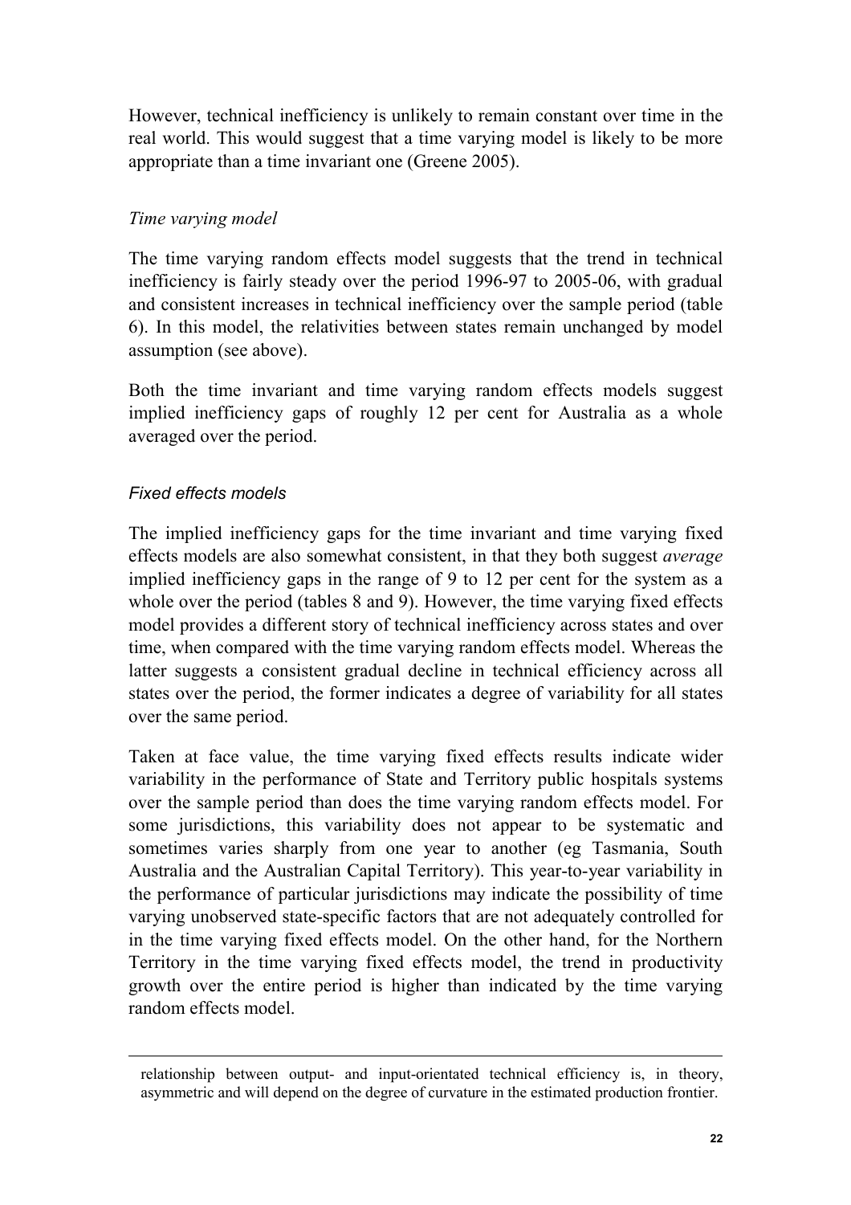However, technical inefficiency is unlikely to remain constant over time in the real world. This would suggest that a time varying model is likely to be more appropriate than a time invariant one (Greene 2005).

*Time varying model*

The time varying random effects model suggests that the trend in technical inefficiency is fairly steady over the period 1996-97 to 2005-06, with gradual and consistent increases in technical inefficiency over the sample period (table 6). In this model, the relativities between states remain unchanged by model assumption (see above).

Both the time invariant and time varying random effects models suggest implied inefficiency gaps of roughly 12 per cent for Australia as a whole averaged over the period.

### *Fixed effects models*

The implied inefficiency gaps for the time invariant and time varying fixed effects models are also somewhat consistent, in that they both suggest *average* implied inefficiency gaps in the range of 9 to 12 per cent for the system as a whole over the period (tables 8 and 9). However, the time varying fixed effects model provides a different story of technical inefficiency across states and over time, when compared with the time varying random effects model. Whereas the latter suggests a consistent gradual decline in technical efficiency across all states over the period, the former indicates a degree of variability for all states over the same period.

Taken at face value, the time varying fixed effects results indicate wider variability in the performance of State and Territory public hospitals systems over the sample period than does the time varying random effects model. For some jurisdictions, this variability does not appear to be systematic and sometimes varies sharply from one year to another (eg Tasmania, South Australia and the Australian Capital Territory). This year-to-year variability in the performance of particular jurisdictions may indicate the possibility of time varying unobserved state-specific factors that are not adequately controlled for in the time varying fixed effects model. On the other hand, for the Northern Territory in the time varying fixed effects model, the trend in productivity growth over the entire period is higher than indicated by the time varying random effects model.

---

relationship between output- and input-orientated technical efficiency is, in theory, asymmetric and will depend on the degree of curvature in the estimated production frontier.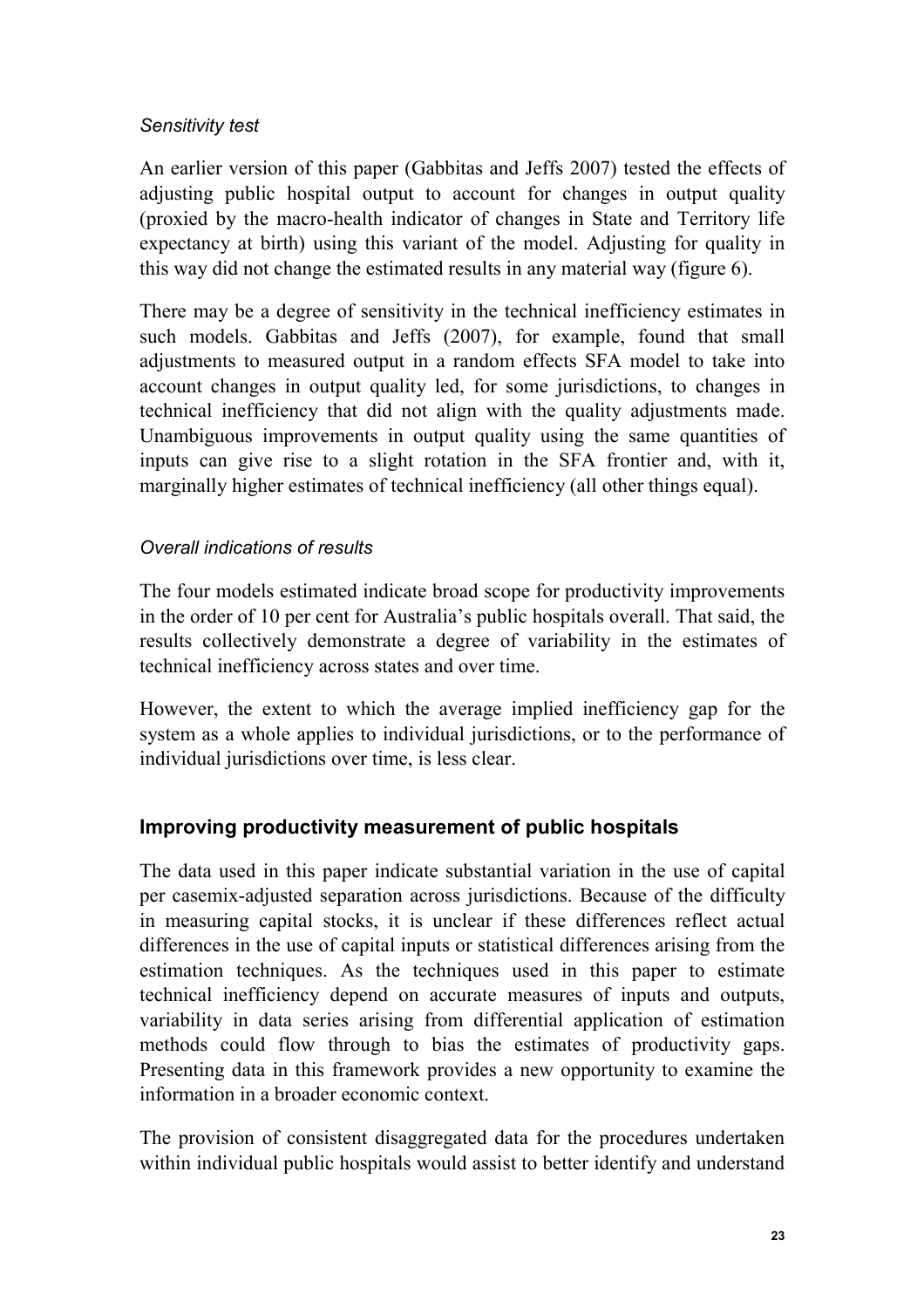*Sensitivity test*

An earlier version of this paper (Gabbitas and Jeffs 2007) tested the effects of adjusting public hospital output to account for changes in output quality (proxied by the macro-health indicator of changes in State and Territory life expectancy at birth) using this variant of the model. Adjusting for quality in this way did not change the estimated results in any material way (figure 6).

There may be a degree of sensitivity in the technical inefficiency estimates in such models. Gabbitas and Jeffs (2007), for example, found that small adjustments to measured output in a random effects SFA model to take into account changes in output quality led, for some jurisdictions, to changes in technical inefficiency that did not align with the quality adjustments made. Unambiguous improvements in output quality using the same quantities of inputs can give rise to a slight rotation in the SFA frontier and, with it, marginally higher estimates of technical inefficiency (all other things equal).

*Overall indications of results*

The four models estimated indicate broad scope for productivity improvements in the order of 10 per cent for Australia's public hospitals overall. That said, the results collectively demonstrate a degree of variability in the estimates of technical inefficiency across states and over time.

However, the extent to which the average implied inefficiency gap for the system as a whole applies to individual jurisdictions, or to the performance of individual jurisdictions over time, is less clear.

## Improving productivity measurement of public hospitals

The data used in this paper indicate substantial variation in the use of capital per casemix-adjusted separation across jurisdictions. Because of the difficulty in measuring capital stocks, it is unclear if these differences reflect actual differences in the use of capital inputs or statistical differences arising from the estimation techniques. As the techniques used in this paper to estimate technical inefficiency depend on accurate measures of inputs and outputs, variability in data series arising from differential application of estimation methods could flow through to bias the estimates of productivity gaps. Presenting data in this framework provides a new opportunity to examine the information in a broader economic context.

The provision of consistent disaggregated data for the procedures undertaken within individual public hospitals would assist to better identify and understand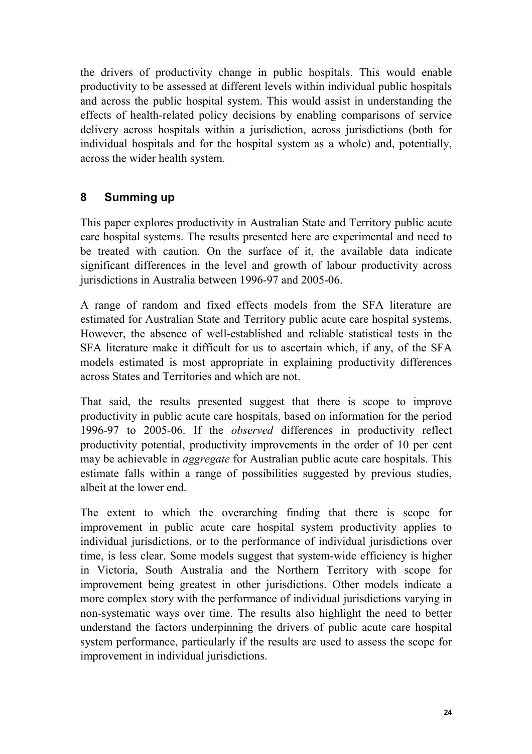the drivers of productivity change in public hospitals. This would enable productivity to be assessed at different levels within individual public hospitals and across the public hospital system. This would assist in understanding the effects of health-related policy decisions by enabling comparisons of service delivery across hospitals within a jurisdiction, across jurisdictions (both for individual hospitals and for the hospital system as a whole) and, potentially, across the wider health system.

## 8 Summing up

This paper explores productivity in Australian State and Territory public acute care hospital systems. The results presented here are experimental and need to be treated with caution. On the surface of it, the available data indicate significant differences in the level and growth of labour productivity across jurisdictions in Australia between 1996-97 and 2005-06.

A range of random and fixed effects models from the SFA literature are estimated for Australian State and Territory public acute care hospital systems. However, the absence of well-established and reliable statistical tests in the SFA literature make it difficult for us to ascertain which, if any, of the SFA models estimated is most appropriate in explaining productivity differences across States and Territories and which are not.

That said, the results presented suggest that there is scope to improve productivity in public acute care hospitals, based on information for the period 1996-97 to 2005-06. If the *observed* differences in productivity reflect productivity potential, productivity improvements in the order of 10 per cent may be achievable in *aggregate* for Australian public acute care hospitals. This estimate falls within a range of possibilities suggested by previous studies, albeit at the lower end.

The extent to which the overarching finding that there is scope for improvement in public acute care hospital system productivity applies to individual jurisdictions, or to the performance of individual jurisdictions over time, is less clear. Some models suggest that system-wide efficiency is higher in Victoria, South Australia and the Northern Territory with scope for improvement being greatest in other jurisdictions. Other models indicate a more complex story with the performance of individual jurisdictions varying in non-systematic ways over time. The results also highlight the need to better understand the factors underpinning the drivers of public acute care hospital system performance, particularly if the results are used to assess the scope for improvement in individual jurisdictions.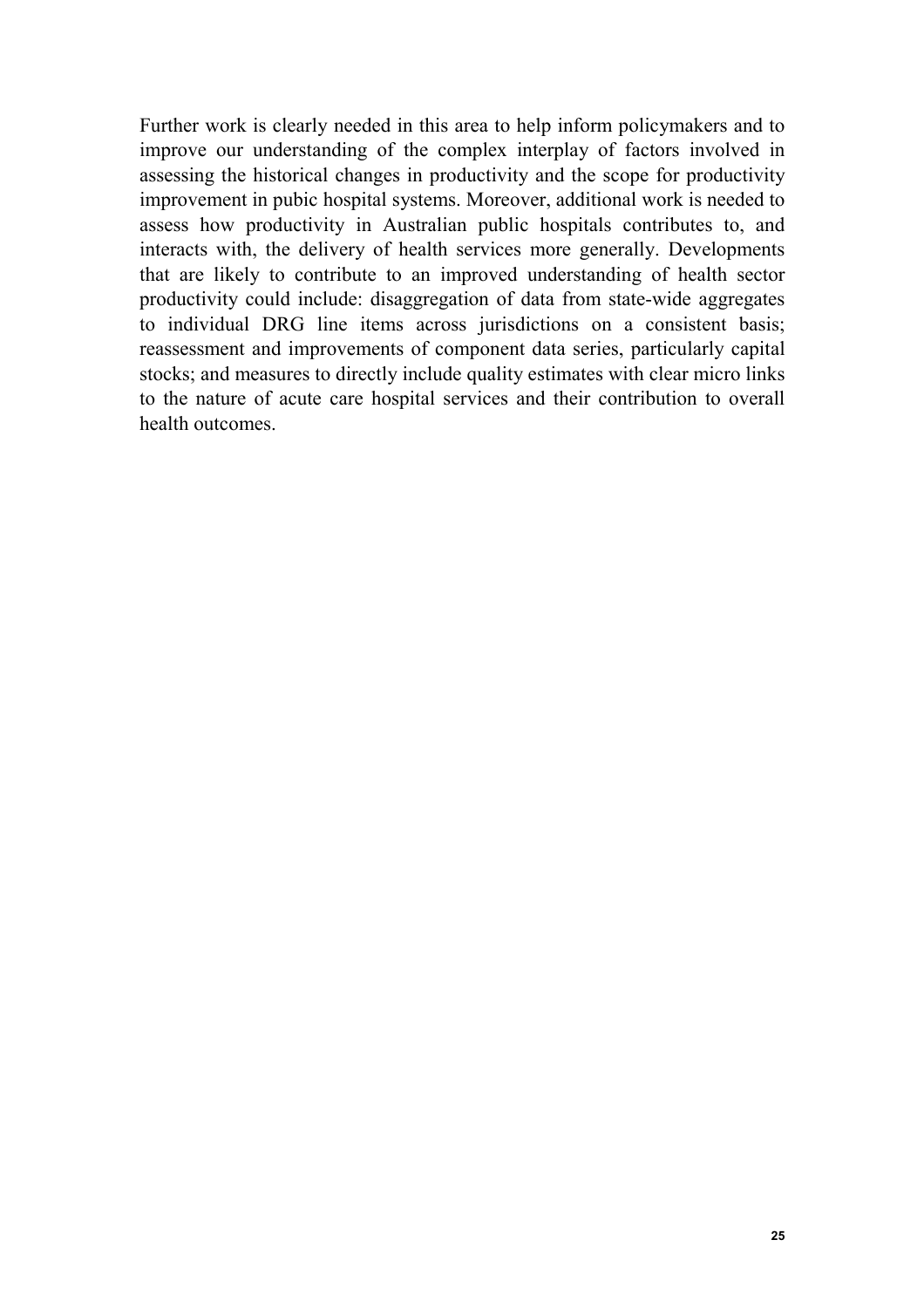Further work is clearly needed in this area to help inform policymakers and to improve our understanding of the complex interplay of factors involved in assessing the historical changes in productivity and the scope for productivity improvement in pubic hospital systems. Moreover, additional work is needed to assess how productivity in Australian public hospitals contributes to, and interacts with, the delivery of health services more generally. Developments that are likely to contribute to an improved understanding of health sector productivity could include: disaggregation of data from state-wide aggregates to individual DRG line items across jurisdictions on a consistent basis; reassessment and improvements of component data series, particularly capital stocks; and measures to directly include quality estimates with clear micro links to the nature of acute care hospital services and their contribution to overall health outcomes.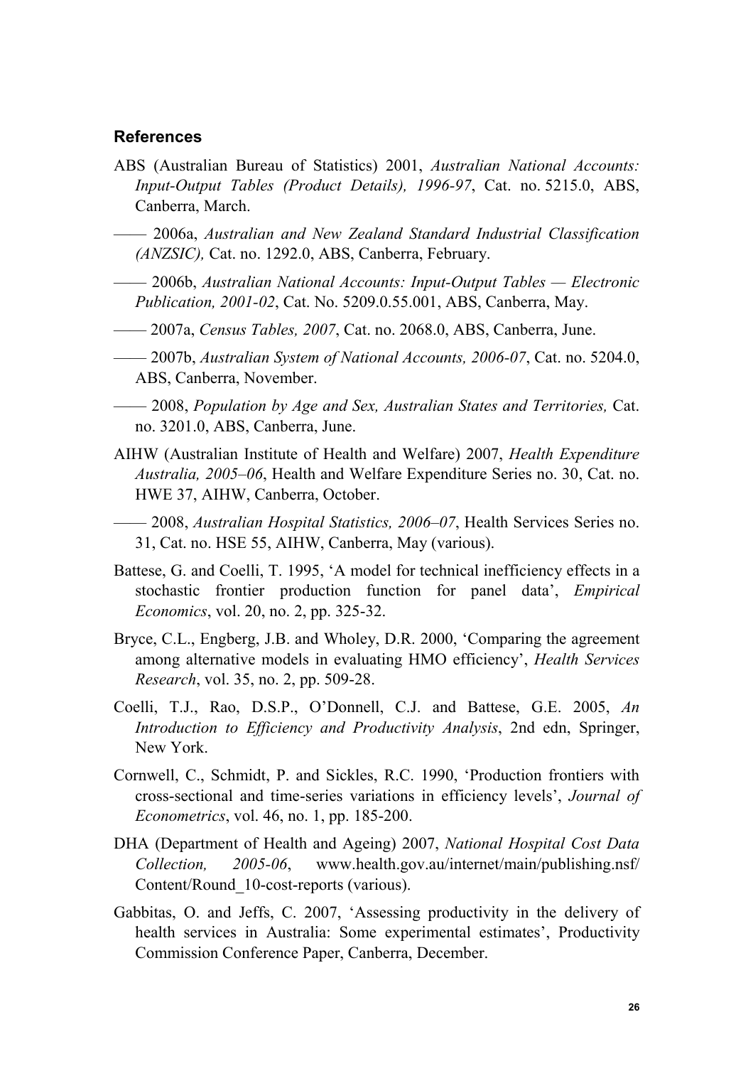### References

ABS (Australian Bureau of Statistics) 2001, *Australian National Accounts: Input-Output Tables (Product Details), 1996-97*, Cat. no. 5215.0, ABS, Canberra, March.

—— 2006a, *Australian and New Zealand Standard Industrial Classification (ANZSIC),* Cat. no. 1292.0, ABS, Canberra, February.

—— 2006b, *Australian National Accounts: Input-Output Tables — Electronic Publication, 2001-02*, Cat. No. 5209.0.55.001, ABS, Canberra, May.

—— 2007a, *Census Tables, 2007*, Cat. no. 2068.0, ABS, Canberra, June.

—— 2007b, *Australian System of National Accounts, 2006-07*, Cat. no. 5204.0, ABS, Canberra, November.

—— 2008, *Population by Age and Sex, Australian States and Territories,* Cat. no. 3201.0, ABS, Canberra, June.

AIHW (Australian Institute of Health and Welfare) 2007, *Health Expenditure Australia, 2005–06*, Health and Welfare Expenditure Series no. 30, Cat. no. HWE 37, AIHW, Canberra, October.

—— 2008, *Australian Hospital Statistics, 2006–07*, Health Services Series no. 31, Cat. no. HSE 55, AIHW, Canberra, May (various).

Battese, G. and Coelli, T. 1995, 'A model for technical inefficiency effects in a stochastic frontier production function for panel data', *Empirical Economics*, vol. 20, no. 2, pp. 325-32.

Bryce, C.L., Engberg, J.B. and Wholey, D.R. 2000, 'Comparing the agreement among alternative models in evaluating HMO efficiency', *Health Services Research*, vol. 35, no. 2, pp. 509-28.

Coelli, T.J., Rao, D.S.P., O'Donnell, C.J. and Battese, G.E. 2005, *An Introduction to Efficiency and Productivity Analysis*, 2nd edn, Springer, New York.

Cornwell, C., Schmidt, P. and Sickles, R.C. 1990, 'Production frontiers with cross-sectional and time-series variations in efficiency levels', *Journal of Econometrics*, vol. 46, no. 1, pp. 185-200.

DHA (Department of Health and Ageing) 2007, *National Hospital Cost Data Collection, 2005-06*, www.health.gov.au/internet/main/publishing.nsf/Content/Round_10-cost-reports (various).

Gabbitas, O. and Jeffs, C. 2007, 'Assessing productivity in the delivery of health services in Australia: Some experimental estimates', Productivity Commission Conference Paper, Canberra, December.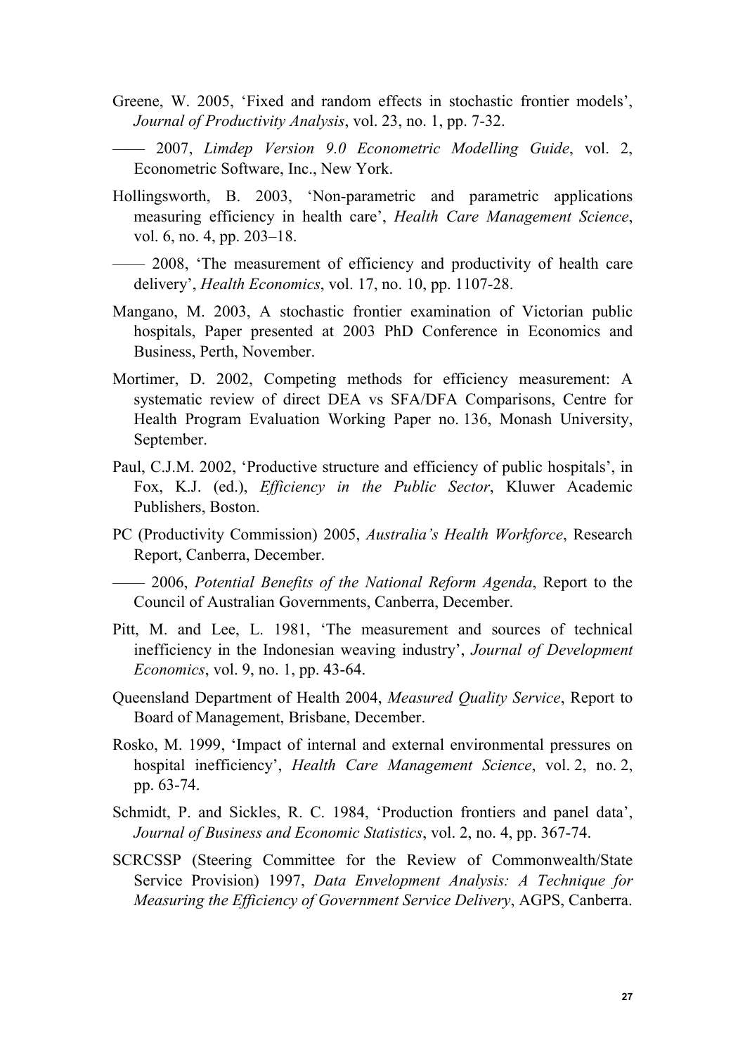Greene, W. 2005, 'Fixed and random effects in stochastic frontier models', *Journal of Productivity Analysis*, vol. 23, no. 1, pp. 7-32.

—— 2007, *Limdep Version 9.0 Econometric Modelling Guide*, vol. 2, Econometric Software, Inc., New York.

Hollingsworth, B. 2003, 'Non-parametric and parametric applications measuring efficiency in health care', *Health Care Management Science*, vol. 6, no. 4, pp. 203–18.

—— 2008, 'The measurement of efficiency and productivity of health care delivery', *Health Economics*, vol. 17, no. 10, pp. 1107-28.

Mangano, M. 2003, A stochastic frontier examination of Victorian public hospitals, Paper presented at 2003 PhD Conference in Economics and Business, Perth, November.

Mortimer, D. 2002, Competing methods for efficiency measurement: A systematic review of direct DEA vs SFA/DFA Comparisons, Centre for Health Program Evaluation Working Paper no. 136, Monash University, September.

Paul, C.J.M. 2002, 'Productive structure and efficiency of public hospitals', in Fox, K.J. (ed.), *Efficiency in the Public Sector*, Kluwer Academic Publishers, Boston.

PC (Productivity Commission) 2005, *Australia's Health Workforce*, Research Report, Canberra, December.

—— 2006, *Potential Benefits of the National Reform Agenda*, Report to the Council of Australian Governments, Canberra, December.

Pitt, M. and Lee, L. 1981, 'The measurement and sources of technical inefficiency in the Indonesian weaving industry', *Journal of Development Economics*, vol. 9, no. 1, pp. 43-64.

Queensland Department of Health 2004, *Measured Quality Service*, Report to Board of Management, Brisbane, December.

Rosko, M. 1999, 'Impact of internal and external environmental pressures on hospital inefficiency', *Health Care Management Science*, vol. 2, no. 2, pp. 63-74.

Schmidt, P. and Sickles, R. C. 1984, 'Production frontiers and panel data', *Journal of Business and Economic Statistics*, vol. 2, no. 4, pp. 367-74.

SCRCSSP (Steering Committee for the Review of Commonwealth/State Service Provision) 1997, *Data Envelopment Analysis: A Technique for Measuring the Efficiency of Government Service Delivery*, AGPS, Canberra.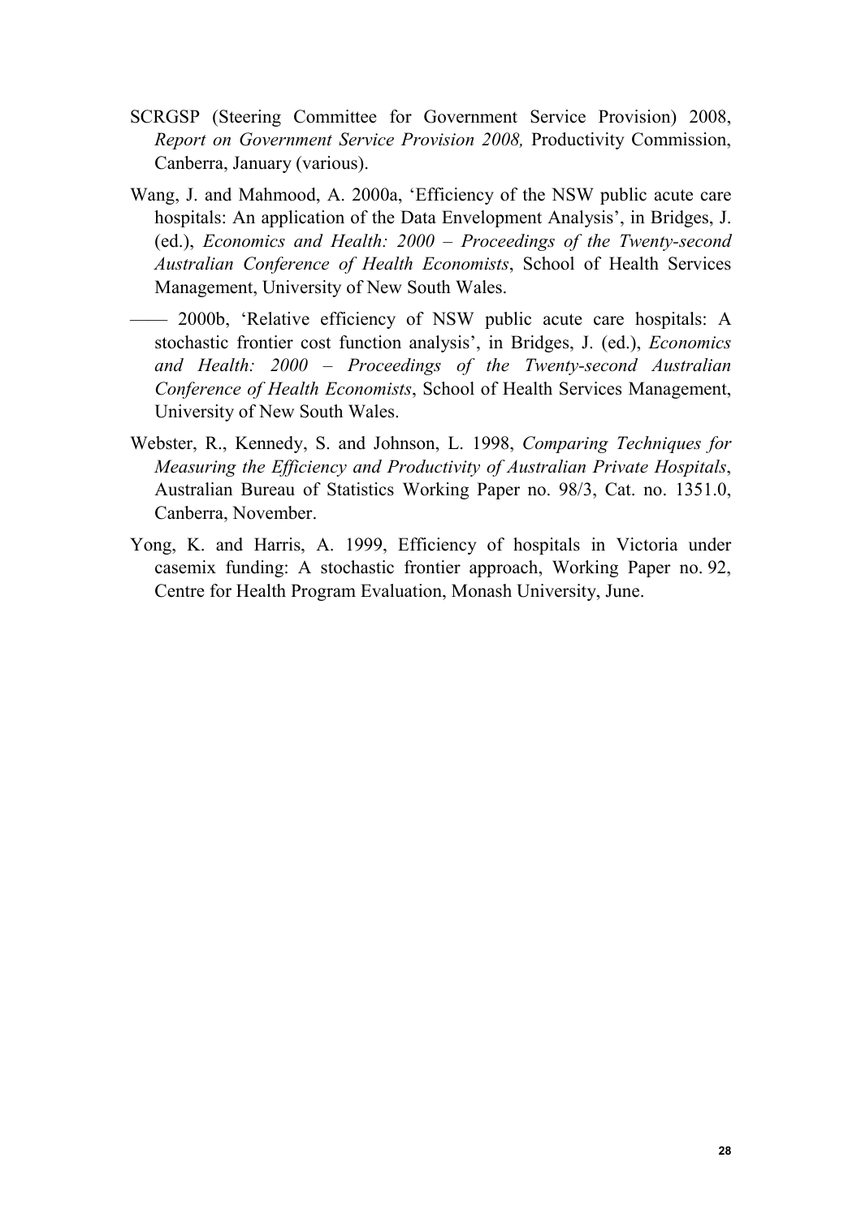SCRGSP (Steering Committee for Government Service Provision) 2008, *Report on Government Service Provision 2008,* Productivity Commission, Canberra, January (various).

Wang, J. and Mahmood, A. 2000a, 'Efficiency of the NSW public acute care hospitals: An application of the Data Envelopment Analysis', in Bridges, J. (ed.), *Economics and Health: 2000 – Proceedings of the Twenty-second Australian Conference of Health Economists*, School of Health Services Management, University of New South Wales.

—— 2000b, 'Relative efficiency of NSW public acute care hospitals: A stochastic frontier cost function analysis', in Bridges, J. (ed.), *Economics and Health: 2000 – Proceedings of the Twenty-second Australian Conference of Health Economists*, School of Health Services Management, University of New South Wales.

Webster, R., Kennedy, S. and Johnson, L. 1998, *Comparing Techniques for Measuring the Efficiency and Productivity of Australian Private Hospitals*, Australian Bureau of Statistics Working Paper no. 98/3, Cat. no. 1351.0, Canberra, November.

Yong, K. and Harris, A. 1999, Efficiency of hospitals in Victoria under casemix funding: A stochastic frontier approach, Working Paper no. 92, Centre for Health Program Evaluation, Monash University, June.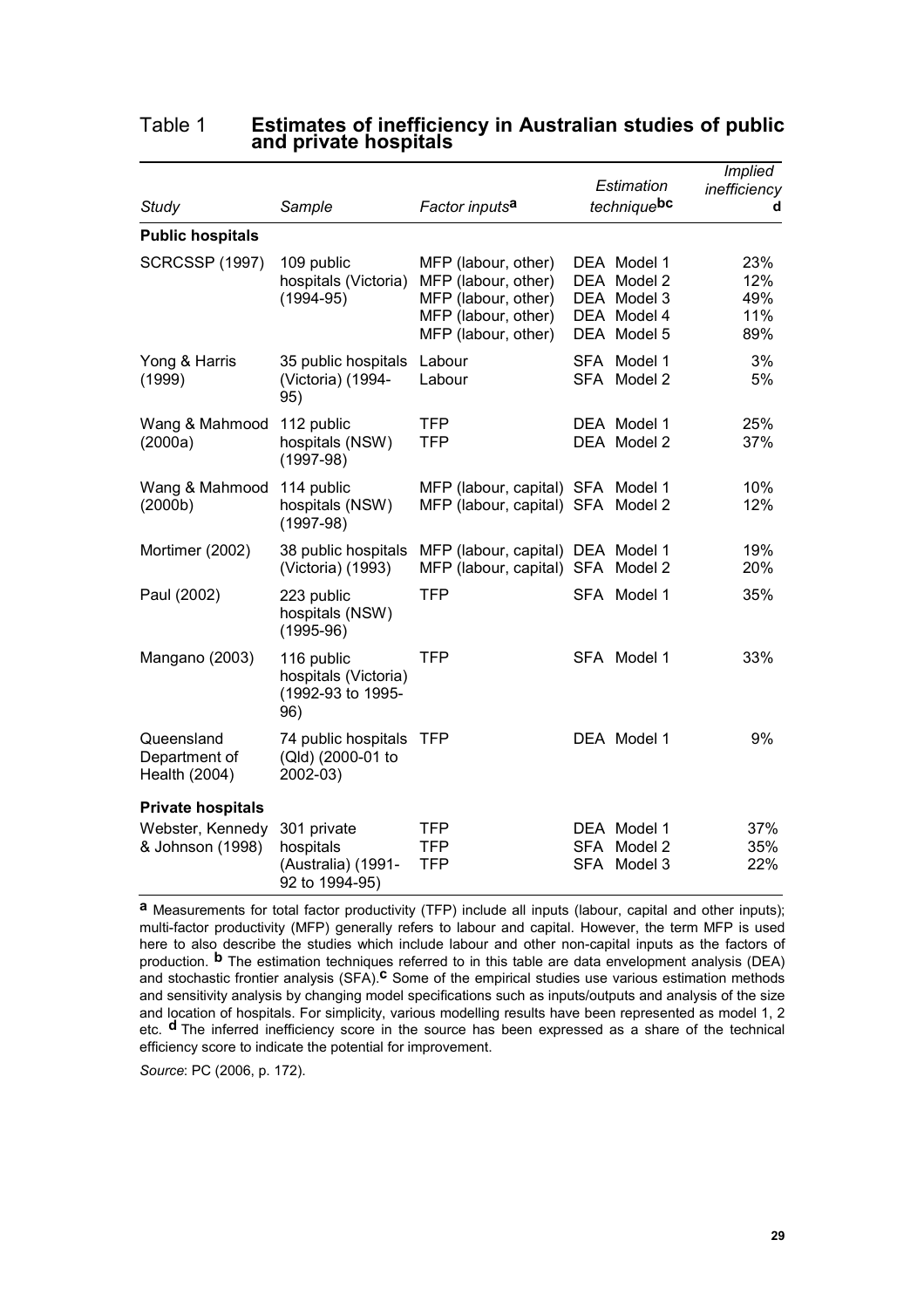Table 1 **Estimates of inefficiency in Australian studies of public and private hospitals**

| Study | Sample | Factor inputs[a] | Estimation technique[bc] | Implied inefficiency[d] |
|---|---|---|---|---|
| **Public hospitals** | | | | |
| SCRCSSP (1997) | 109 public hospitals (Victoria) (1994-95) | MFP (labour, other) | DEA Model 1 | 23% |
| | | MFP (labour, other) | DEA Model 2 | 12% |
| | | MFP (labour, other) | DEA Model 3 | 49% |
| | | MFP (labour, other) | DEA Model 4 | 11% |
| | | MFP (labour, other) | DEA Model 5 | 89% |
| Yong & Harris (1999) | 35 public hospitals (Victoria) (1994-95) | Labour | SFA Model 1 | 3% |
| | | Labour | SFA Model 2 | 5% |
| Wang & Mahmood (2000a) | 112 public hospitals (NSW) (1997-98) | TFP | DEA Model 1 | 25% |
| | | TFP | DEA Model 2 | 37% |
| Wang & Mahmood (2000b) | 114 public hospitals (NSW) (1997-98) | MFP (labour, capital) | SFA Model 1 | 10% |
| | | MFP (labour, capital) | SFA Model 2 | 12% |
| Mortimer (2002) | 38 public hospitals (Victoria) (1993) | MFP (labour, capital) | DEA Model 1 | 19% |
| | | MFP (labour, capital) | SFA Model 2 | 20% |
| Paul (2002) | 223 public hospitals (NSW) (1995-96) | TFP | SFA Model 1 | 35% |
| Mangano (2003) | 116 public hospitals (Victoria) (1992-93 to 1995-96) | TFP | SFA Model 1 | 33% |
| Queensland Department of Health (2004) | 74 public hospitals (Qld) (2000-01 to 2002-03) | TFP | DEA Model 1 | 9% |
| **Private hospitals** | | | | |
| Webster, Kennedy & Johnson (1998) | 301 private hospitals (Australia) (1991-92 to 1994-95) | TFP | DEA Model 1 | 37% |
| | | TFP | SFA Model 2 | 35% |
| | | TFP | SFA Model 3 | 22% |

**a** Measurements for total factor productivity (TFP) include all inputs (labour, capital and other inputs); multi-factor productivity (MFP) generally refers to labour and capital. However, the term MFP is used here to also describe the studies which include labour and other non-capital inputs as the factors of production. **b** The estimation techniques referred to in this table are data envelopment analysis (DEA) and stochastic frontier analysis (SFA). **c** Some of the empirical studies use various estimation methods and sensitivity analysis by changing model specifications such as inputs/outputs and analysis of the size and location of hospitals. For simplicity, various modelling results have been represented as model 1, 2 etc. **d** The inferred inefficiency score in the source has been expressed as a share of the technical efficiency score to indicate the potential for improvement.

*Source*: PC (2006, p. 172).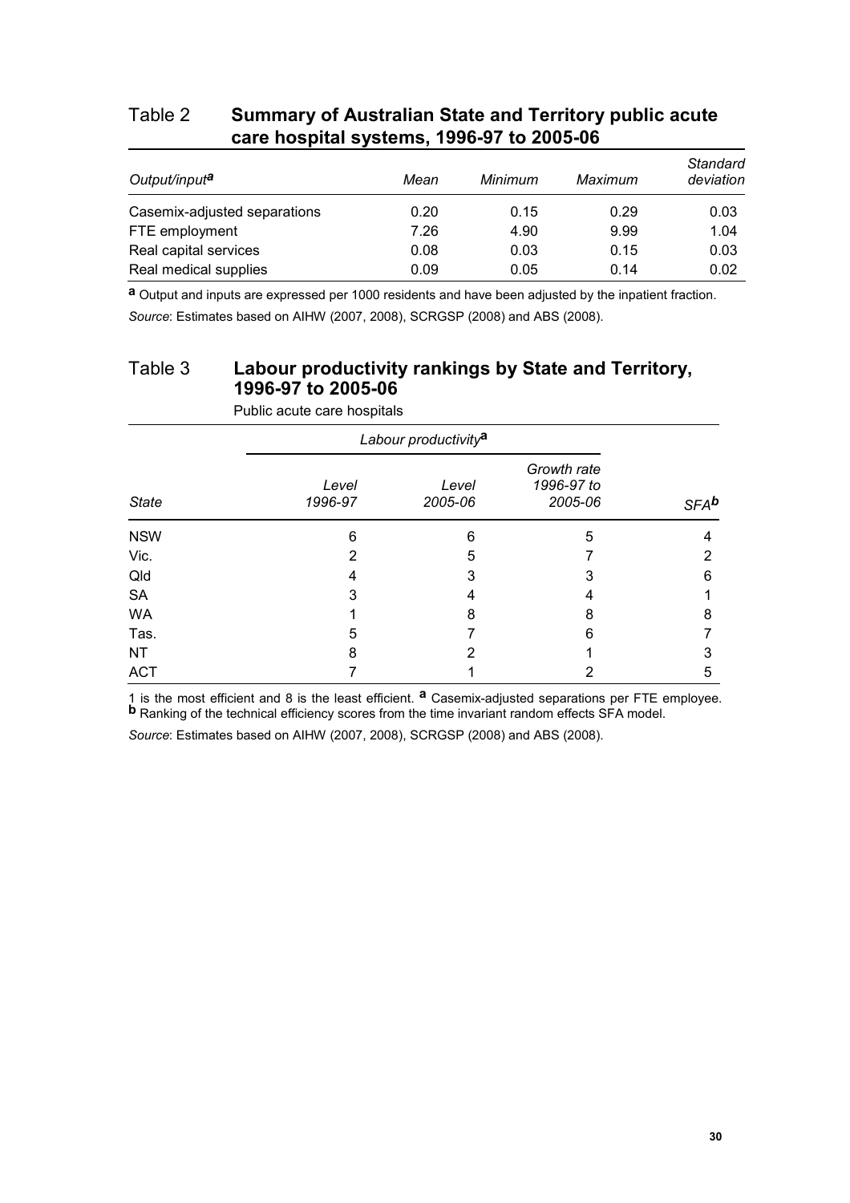## Table 2 Summary of Australian State and Territory public acute care hospital systems, 1996-97 to 2005-06

| *Output/input*[a] | *Mean* | *Minimum* | *Maximum* | *Standard deviation* |
|---|---|---|---|---|
| Casemix-adjusted separations | 0.20 | 0.15 | 0.29 | 0.03 |
| FTE employment | 7.26 | 4.90 | 9.99 | 1.04 |
| Real capital services | 0.08 | 0.03 | 0.15 | 0.03 |
| Real medical supplies | 0.09 | 0.05 | 0.14 | 0.02 |

[a] Output and inputs are expressed per 1000 residents and have been adjusted by the inpatient fraction.

*Source*: Estimates based on AIHW (2007, 2008), SCRGSP (2008) and ABS (2008).

## Table 3 Labour productivity rankings by State and Territory, 1996-97 to 2005-06

Public acute care hospitals

| | *Labour productivity*[a] | | | |
|---|---|---|---|---|
| *State* | *Level 1996-97* | *Level 2005-06* | *Growth rate 1996-97 to 2005-06* | *SFA*[b] |
| NSW | 6 | 6 | 5 | 4 |
| Vic. | 2 | 5 | 7 | 2 |
| Qld | 4 | 3 | 3 | 6 |
| SA | 3 | 4 | 4 | 1 |
| WA | 1 | 8 | 8 | 8 |
| Tas. | 5 | 7 | 6 | 7 |
| NT | 8 | 2 | 1 | 3 |
| ACT | 7 | 1 | 2 | 5 |

1 is the most efficient and 8 is the least efficient. [a] Casemix-adjusted separations per FTE employee. [b] Ranking of the technical efficiency scores from the time invariant random effects SFA model.

*Source*: Estimates based on AIHW (2007, 2008), SCRGSP (2008) and ABS (2008).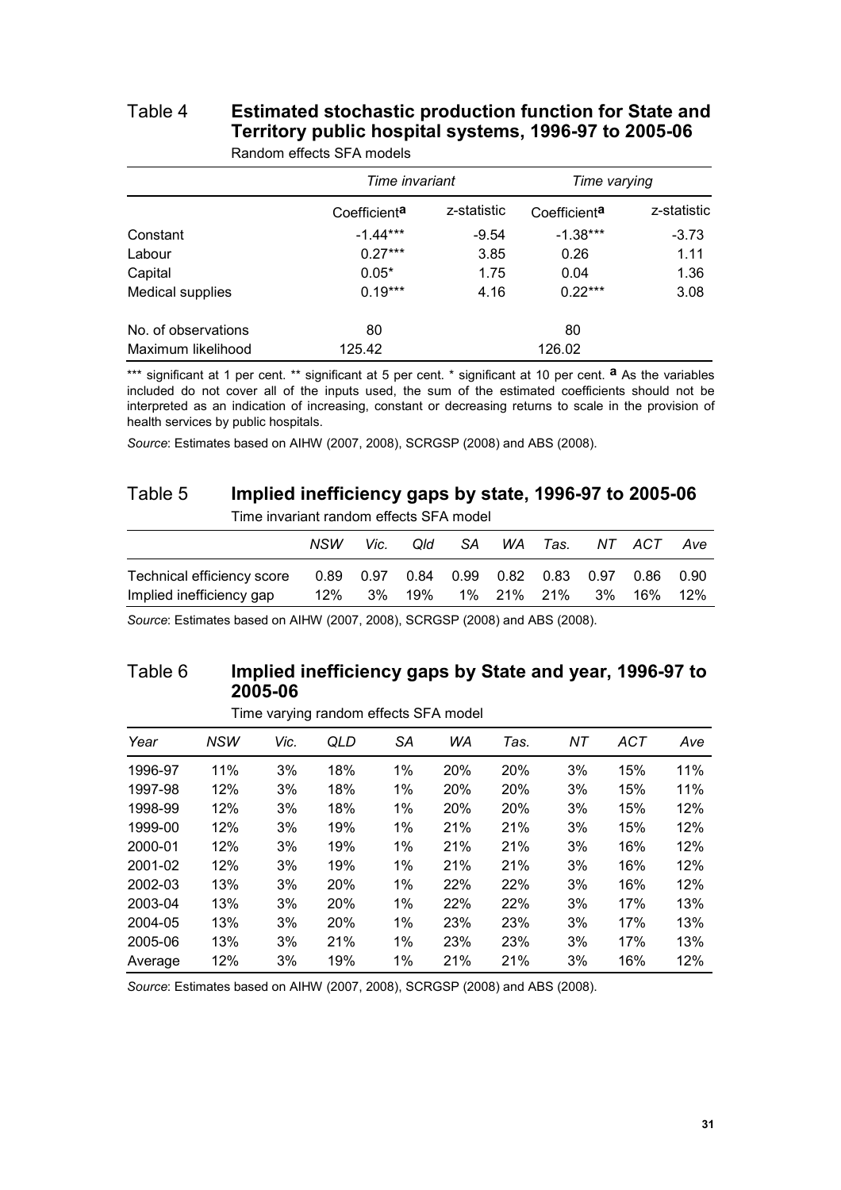## Table 4 Estimated stochastic production function for State and Territory public hospital systems, 1996-97 to 2005-06

Random effects SFA models

| | *Time invariant* | | *Time varying* | |
|---|---|---|---|---|
| | Coefficient[a] | z-statistic | Coefficient[a] | z-statistic |
| Constant | -1.44*** | -9.54 | -1.38*** | -3.73 |
| Labour | 0.27*** | 3.85 | 0.26 | 1.11 |
| Capital | 0.05* | 1.75 | 0.04 | 1.36 |
| Medical supplies | 0.19*** | 4.16 | 0.22*** | 3.08 |
| No. of observations | 80 | | 80 | |
| Maximum likelihood | 125.42 | | 126.02 | |

*** significant at 1 per cent. ** significant at 5 per cent. * significant at 10 per cent. **a** As the variables included do not cover all of the inputs used, the sum of the estimated coefficients should not be interpreted as an indication of increasing, constant or decreasing returns to scale in the provision of health services by public hospitals.

*Source*: Estimates based on AIHW (2007, 2008), SCRGSP (2008) and ABS (2008).

## Table 5 Implied inefficiency gaps by state, 1996-97 to 2005-06

Time invariant random effects SFA model

| | *NSW* | *Vic.* | *Qld* | *SA* | *WA* | *Tas.* | *NT* | *ACT* | *Ave* |
|---|---|---|---|---|---|---|---|---|---|
| Technical efficiency score | 0.89 | 0.97 | 0.84 | 0.99 | 0.82 | 0.83 | 0.97 | 0.86 | 0.90 |
| Implied inefficiency gap | 12% | 3% | 19% | 1% | 21% | 21% | 3% | 16% | 12% |

*Source*: Estimates based on AIHW (2007, 2008), SCRGSP (2008) and ABS (2008).

## Table 6 Implied inefficiency gaps by State and year, 1996-97 to 2005-06

Time varying random effects SFA model

| *Year* | *NSW* | *Vic.* | *QLD* | *SA* | *WA* | *Tas.* | *NT* | *ACT* | *Ave* |
|---|---|---|---|---|---|---|---|---|---|
| 1996-97 | 11% | 3% | 18% | 1% | 20% | 20% | 3% | 15% | 11% |
| 1997-98 | 12% | 3% | 18% | 1% | 20% | 20% | 3% | 15% | 11% |
| 1998-99 | 12% | 3% | 18% | 1% | 20% | 20% | 3% | 15% | 12% |
| 1999-00 | 12% | 3% | 19% | 1% | 21% | 21% | 3% | 15% | 12% |
| 2000-01 | 12% | 3% | 19% | 1% | 21% | 21% | 3% | 16% | 12% |
| 2001-02 | 12% | 3% | 19% | 1% | 21% | 21% | 3% | 16% | 12% |
| 2002-03 | 13% | 3% | 20% | 1% | 22% | 22% | 3% | 16% | 12% |
| 2003-04 | 13% | 3% | 20% | 1% | 22% | 22% | 3% | 17% | 13% |
| 2004-05 | 13% | 3% | 20% | 1% | 23% | 23% | 3% | 17% | 13% |
| 2005-06 | 13% | 3% | 21% | 1% | 23% | 23% | 3% | 17% | 13% |
| Average | 12% | 3% | 19% | 1% | 21% | 21% | 3% | 16% | 12% |

*Source*: Estimates based on AIHW (2007, 2008), SCRGSP (2008) and ABS (2008).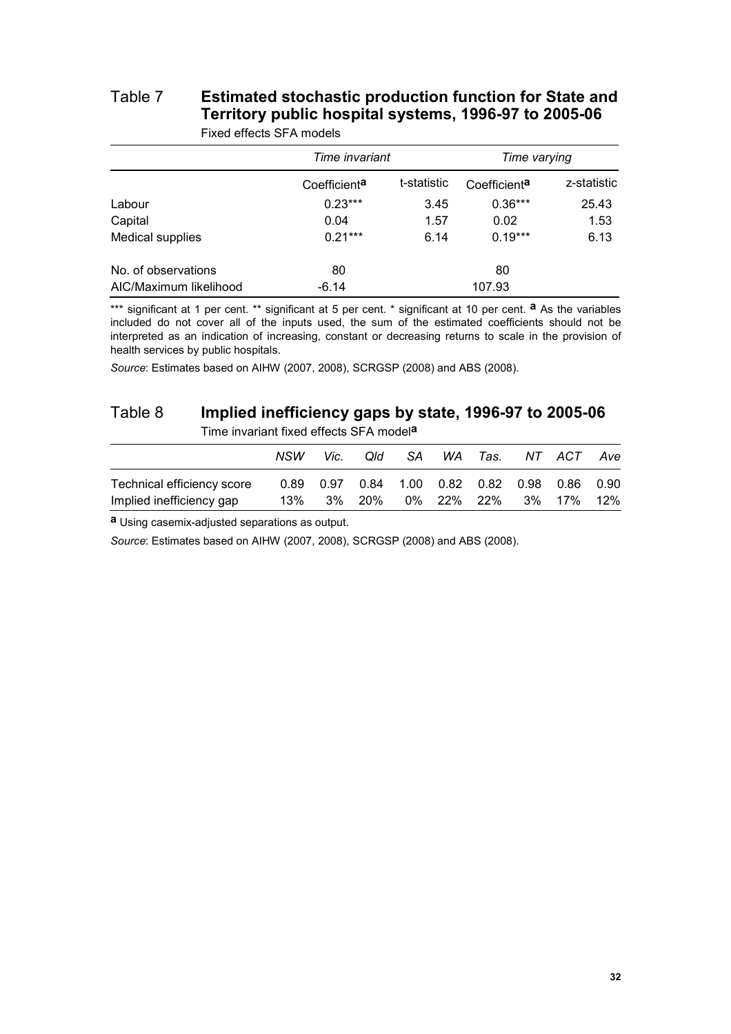## Table 7 Estimated stochastic production function for State and Territory public hospital systems, 1996-97 to 2005-06

Fixed effects SFA models

| | *Time invariant* | | *Time varying* | |
|---|---|---|---|---|
| | Coefficient[a] | t-statistic | Coefficient[a] | z-statistic |
| Labour | 0.23*** | 3.45 | 0.36*** | 25.43 |
| Capital | 0.04 | 1.57 | 0.02 | 1.53 |
| Medical supplies | 0.21*** | 6.14 | 0.19*** | 6.13 |
| No. of observations | 80 | | 80 | |
| AIC/Maximum likelihood | -6.14 | | 107.93 | |

*** significant at 1 per cent. ** significant at 5 per cent. * significant at 10 per cent. **a** As the variables included do not cover all of the inputs used, the sum of the estimated coefficients should not be interpreted as an indication of increasing, constant or decreasing returns to scale in the provision of health services by public hospitals.

*Source*: Estimates based on AIHW (2007, 2008), SCRGSP (2008) and ABS (2008).

## Table 8 Implied inefficiency gaps by state, 1996-97 to 2005-06

Time invariant fixed effects SFA model[a]

| | *NSW* | *Vic.* | *Qld* | *SA* | *WA* | *Tas.* | *NT* | *ACT* | *Ave* |
|---|---|---|---|---|---|---|---|---|---|
| Technical efficiency score | 0.89 | 0.97 | 0.84 | 1.00 | 0.82 | 0.82 | 0.98 | 0.86 | 0.90 |
| Implied inefficiency gap | 13% | 3% | 20% | 0% | 22% | 22% | 3% | 17% | 12% |

**a** Using casemix-adjusted separations as output.

*Source*: Estimates based on AIHW (2007, 2008), SCRGSP (2008) and ABS (2008).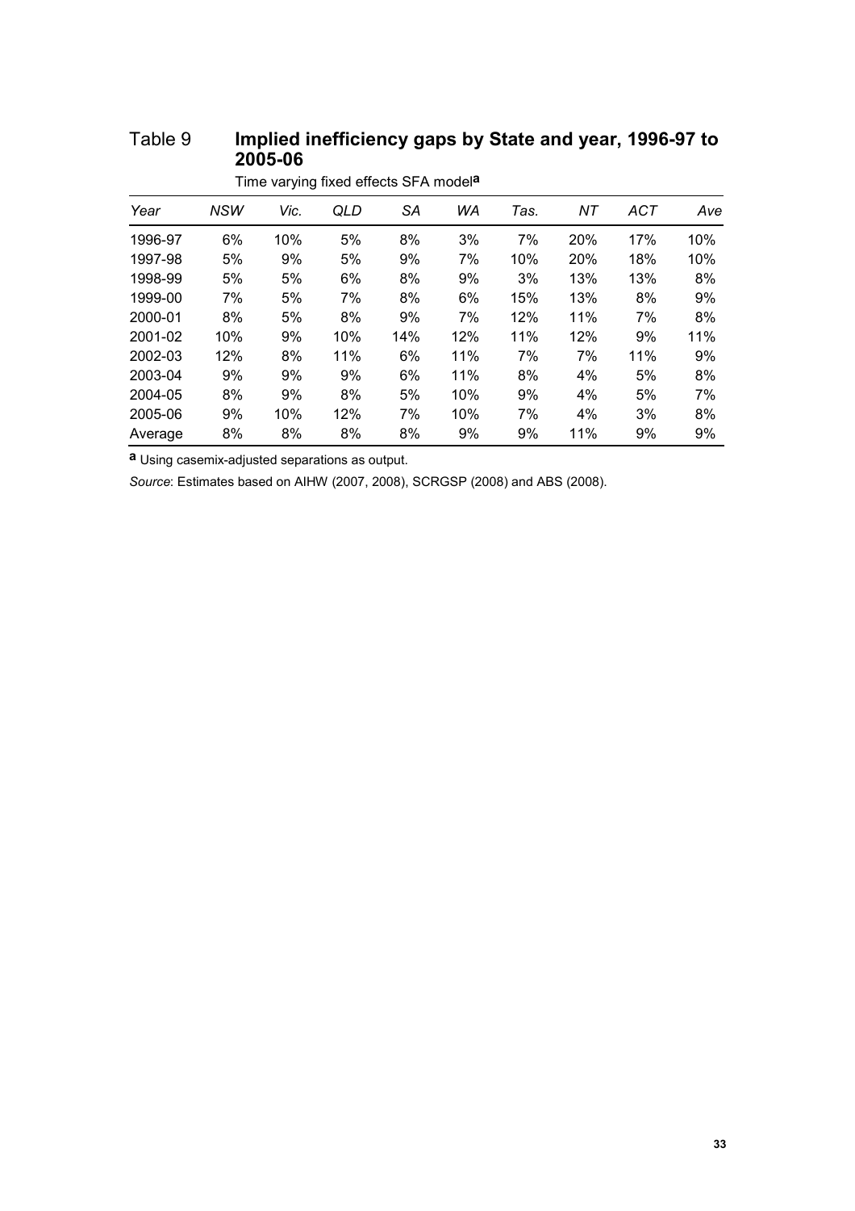## Table 9 Implied inefficiency gaps by State and year, 1996-97 to 2005-06

Time varying fixed effects SFA model[a]

| *Year* | *NSW* | *Vic.* | *QLD* | *SA* | *WA* | *Tas.* | *NT* | *ACT* | *Ave* |
|---|---|---|---|---|---|---|---|---|---|
| 1996-97 | 6% | 10% | 5% | 8% | 3% | 7% | 20% | 17% | 10% |
| 1997-98 | 5% | 9% | 5% | 9% | 7% | 10% | 20% | 18% | 10% |
| 1998-99 | 5% | 5% | 6% | 8% | 9% | 3% | 13% | 13% | 8% |
| 1999-00 | 7% | 5% | 7% | 8% | 6% | 15% | 13% | 8% | 9% |
| 2000-01 | 8% | 5% | 8% | 9% | 7% | 12% | 11% | 7% | 8% |
| 2001-02 | 10% | 9% | 10% | 14% | 12% | 11% | 12% | 9% | 11% |
| 2002-03 | 12% | 8% | 11% | 6% | 11% | 7% | 7% | 11% | 9% |
| 2003-04 | 9% | 9% | 9% | 6% | 11% | 8% | 4% | 5% | 8% |
| 2004-05 | 8% | 9% | 8% | 5% | 10% | 9% | 4% | 5% | 7% |
| 2005-06 | 9% | 10% | 12% | 7% | 10% | 7% | 4% | 3% | 8% |
| Average | 8% | 8% | 8% | 8% | 9% | 9% | 11% | 9% | 9% |

**a** Using casemix-adjusted separations as output.

*Source*: Estimates based on AIHW (2007, 2008), SCRGSP (2008) and ABS (2008).